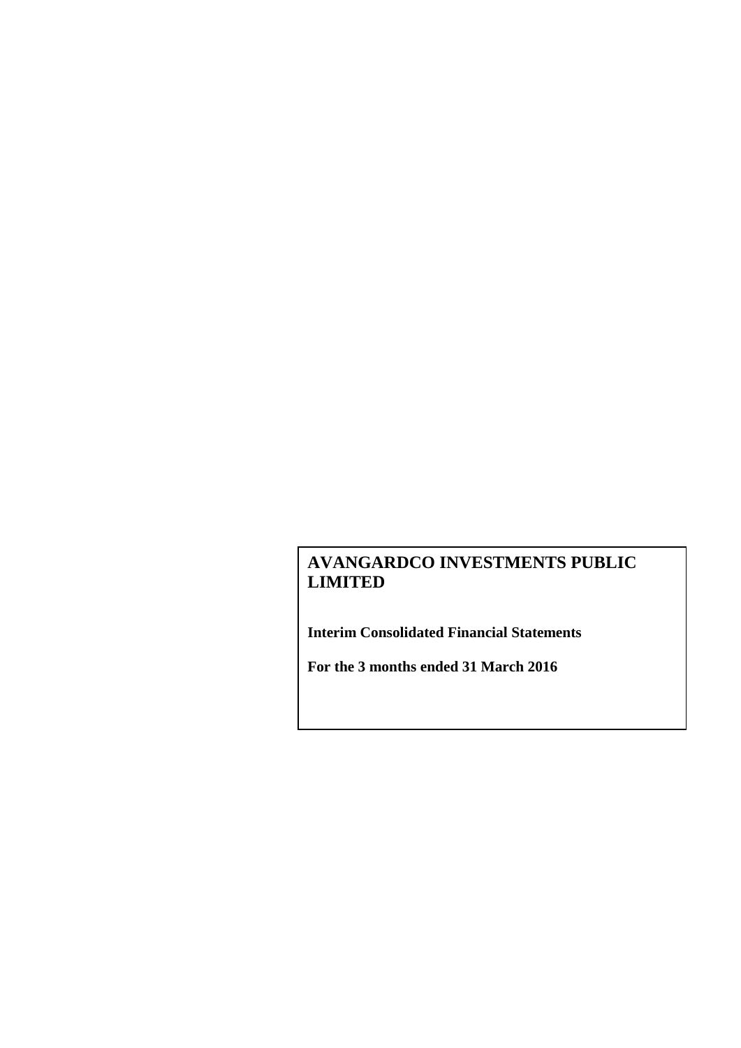# AVANGARDCO INVESTMENTS PUBLIC LIMITED

**Interim Consolidated Financial Statements**

**For the 3 months ended 31 March 2016**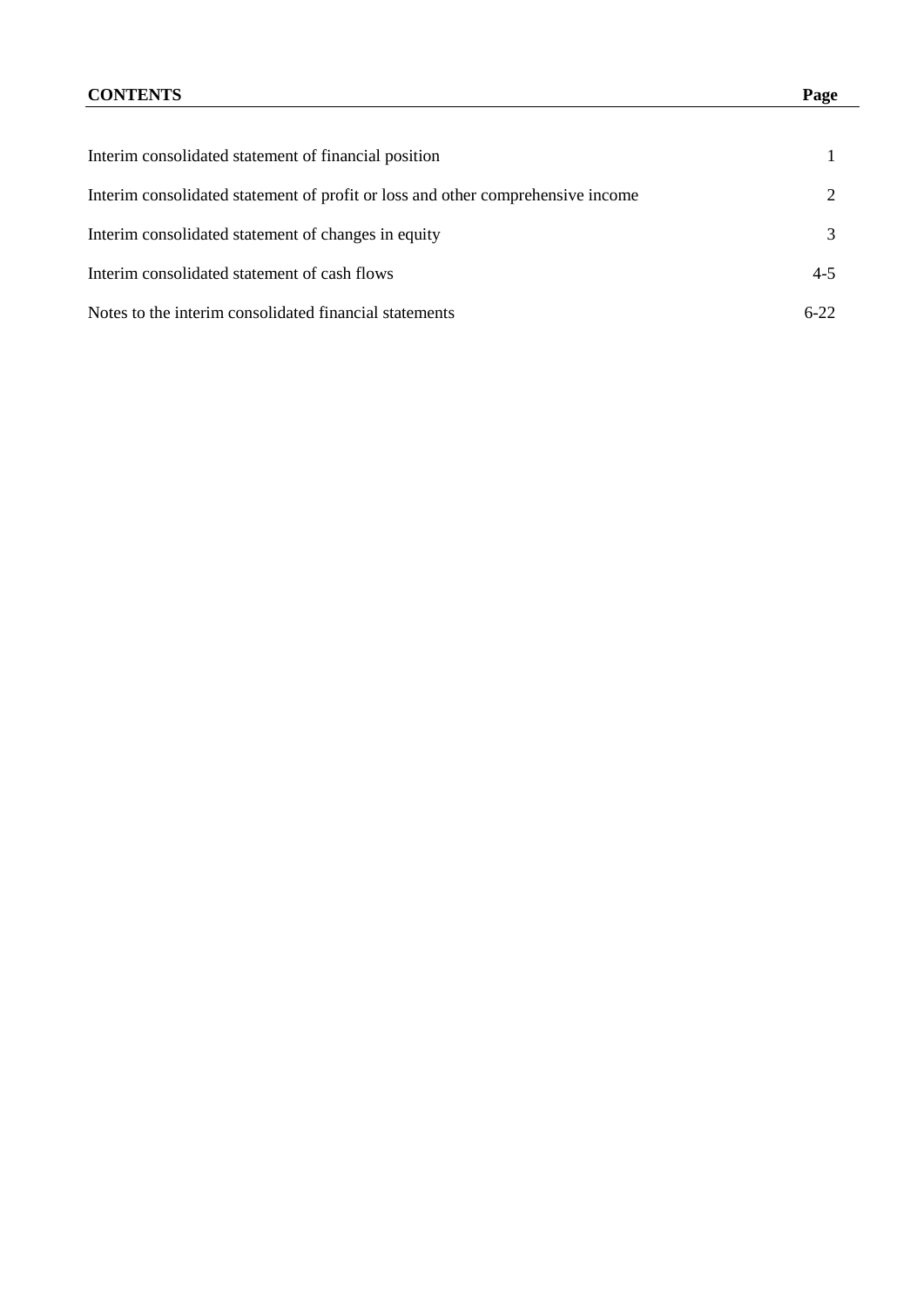| CONTENTS | Page |
|---|---|
| Interim consolidated statement of financial position | 1 |
| Interim consolidated statement of profit or loss and other comprehensive income | 2 |
| Interim consolidated statement of changes in equity | 3 |
| Interim consolidated statement of cash flows | 4-5 |
| Notes to the interim consolidated financial statements | 6-22 |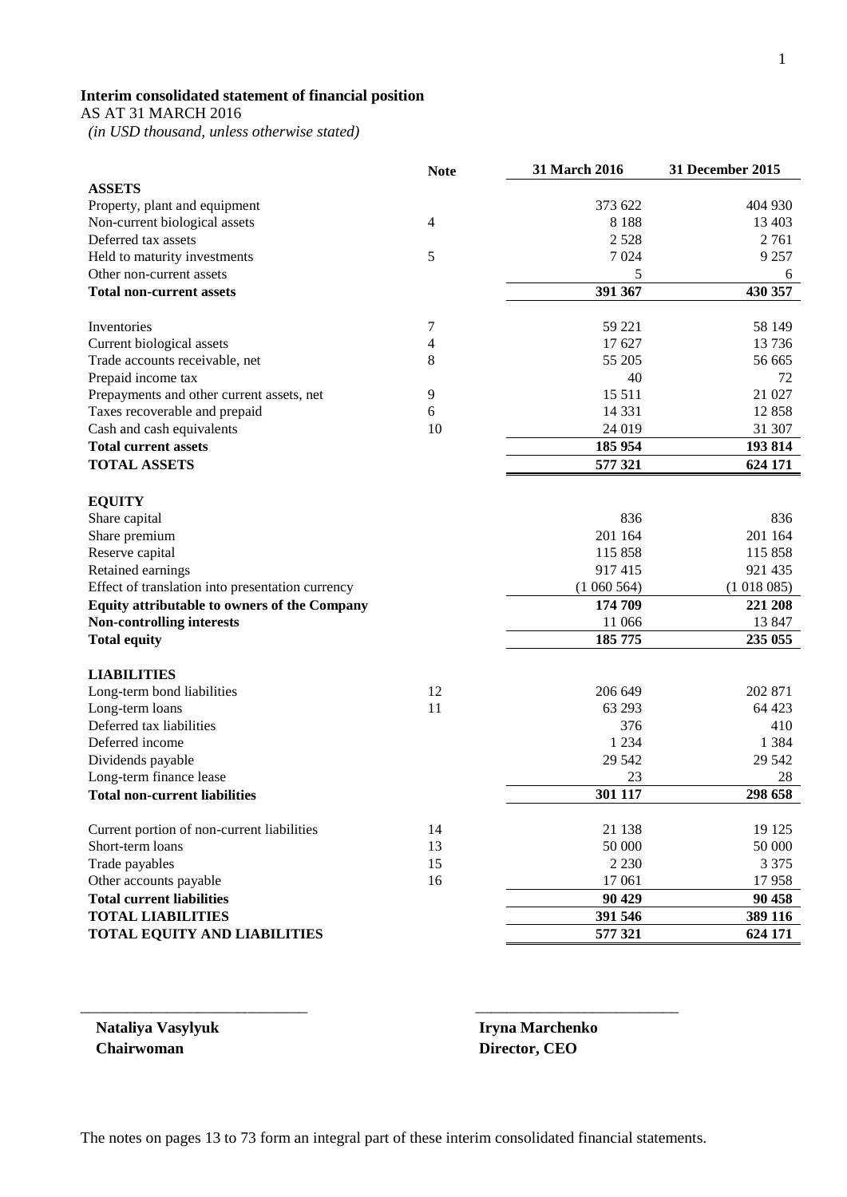**Interim consolidated statement of financial position**

AS AT 31 MARCH 2016

*(in USD thousand, unless otherwise stated)*

| | Note | 31 March 2016 | 31 December 2015 |
|---|---|---|---|
| **ASSETS** | | | |
| Property, plant and equipment | | 373 622 | 404 930 |
| Non-current biological assets | 4 | 8 188 | 13 403 |
| Deferred tax assets | | 2 528 | 2 761 |
| Held to maturity investments | 5 | 7 024 | 9 257 |
| Other non-current assets | | 5 | 6 |
| **Total non-current assets** | | **391 367** | **430 357** |
| Inventories | 7 | 59 221 | 58 149 |
| Current biological assets | 4 | 17 627 | 13 736 |
| Trade accounts receivable, net | 8 | 55 205 | 56 665 |
| Prepaid income tax | | 40 | 72 |
| Prepayments and other current assets, net | 9 | 15 511 | 21 027 |
| Taxes recoverable and prepaid | 6 | 14 331 | 12 858 |
| Cash and cash equivalents | 10 | 24 019 | 31 307 |
| **Total current assets** | | **185 954** | **193 814** |
| **TOTAL ASSETS** | | **577 321** | **624 171** |
| **EQUITY** | | | |
| Share capital | | 836 | 836 |
| Share premium | | 201 164 | 201 164 |
| Reserve capital | | 115 858 | 115 858 |
| Retained earnings | | 917 415 | 921 435 |
| Effect of translation into presentation currency | | (1 060 564) | (1 018 085) |
| **Equity attributable to owners of the Company** | | **174 709** | **221 208** |
| **Non-controlling interests** | | **11 066** | **13 847** |
| **Total equity** | | **185 775** | **235 055** |
| **LIABILITIES** | | | |
| Long-term bond liabilities | 12 | 206 649 | 202 871 |
| Long-term loans | 11 | 63 293 | 64 423 |
| Deferred tax liabilities | | 376 | 410 |
| Deferred income | | 1 234 | 1 384 |
| Dividends payable | | 29 542 | 29 542 |
| Long-term finance lease | | 23 | 28 |
| **Total non-current liabilities** | | **301 117** | **298 658** |
| Current portion of non-current liabilities | 14 | 21 138 | 19 125 |
| Short-term loans | 13 | 50 000 | 50 000 |
| Trade payables | 15 | 2 230 | 3 375 |
| Other accounts payable | 16 | 17 061 | 17 958 |
| **Total current liabilities** | | **90 429** | **90 458** |
| **TOTAL LIABILITIES** | | **391 546** | **389 116** |
| **TOTAL EQUITY AND LIABILITIES** | | **577 321** | **624 171** |

**Nataliya Vasylyuk**
**Chairwoman**

**Iryna Marchenko**
**Director, CEO**

The notes on pages 13 to 73 form an integral part of these interim consolidated financial statements.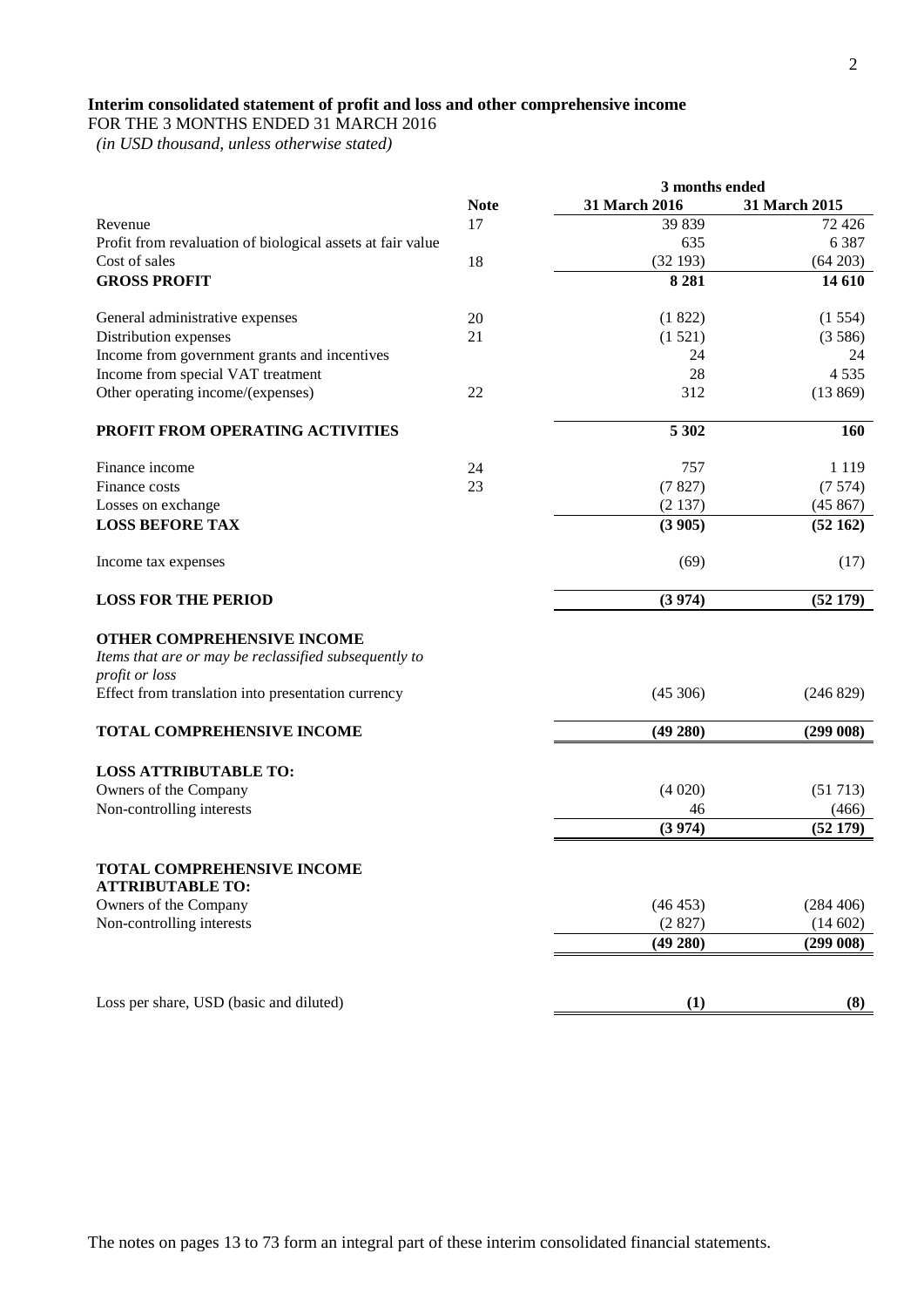**Interim consolidated statement of profit and loss and other comprehensive income**

FOR THE 3 MONTHS ENDED 31 MARCH 2016

*(in USD thousand, unless otherwise stated)*

| | Note | 3 months ended | |
|---|---|---|---|
| | | **31 March 2016** | **31 March 2015** |
| Revenue | 17 | 39 839 | 72 426 |
| Profit from revaluation of biological assets at fair value | | 635 | 6 387 |
| Cost of sales | 18 | (32 193) | (64 203) |
| **GROSS PROFIT** | | **8 281** | **14 610** |
| General administrative expenses | 20 | (1 822) | (1 554) |
| Distribution expenses | 21 | (1 521) | (3 586) |
| Income from government grants and incentives | | 24 | 24 |
| Income from special VAT treatment | | 28 | 4 535 |
| Other operating income/(expenses) | 22 | 312 | (13 869) |
| **PROFIT FROM OPERATING ACTIVITIES** | | **5 302** | **160** |
| Finance income | 24 | 757 | 1 119 |
| Finance costs | 23 | (7 827) | (7 574) |
| Losses on exchange | | (2 137) | (45 867) |
| **LOSS BEFORE TAX** | | **(3 905)** | **(52 162)** |
| Income tax expenses | | (69) | (17) |
| **LOSS FOR THE PERIOD** | | **(3 974)** | **(52 179)** |
| **OTHER COMPREHENSIVE INCOME** | | | |
| *Items that are or may be reclassified subsequently to profit or loss* | | | |
| Effect from translation into presentation currency | | (45 306) | (246 829) |
| **TOTAL COMPREHENSIVE INCOME** | | **(49 280)** | **(299 008)** |
| **LOSS ATTRIBUTABLE TO:** | | | |
| Owners of the Company | | (4 020) | (51 713) |
| Non-controlling interests | | 46 | (466) |
| | | **(3 974)** | **(52 179)** |
| **TOTAL COMPREHENSIVE INCOME ATTRIBUTABLE TO:** | | | |
| Owners of the Company | | (46 453) | (284 406) |
| Non-controlling interests | | (2 827) | (14 602) |
| | | **(49 280)** | **(299 008)** |
| Loss per share, USD (basic and diluted) | | **(1)** | **(8)** |

The notes on pages 13 to 73 form an integral part of these interim consolidated financial statements.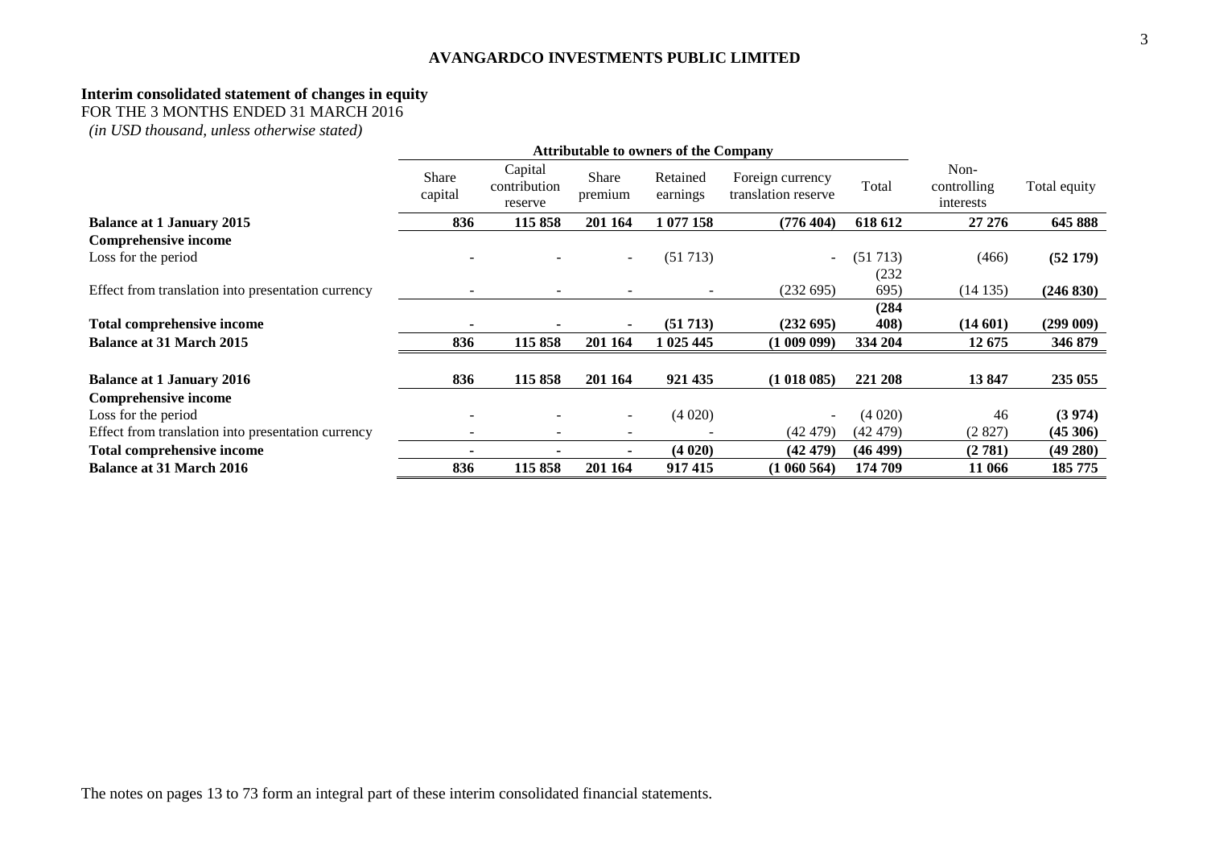**AVANGARDCO INVESTMENTS PUBLIC LIMITED**

**Interim consolidated statement of changes in equity**
FOR THE 3 MONTHS ENDED 31 MARCH 2016
*(in USD thousand, unless otherwise stated)*

| | Attributable to owners of the Company | | | | | | | |
|---|---|---|---|---|---|---|---|---|
| | Share capital | Capital contribution reserve | Share premium | Retained earnings | Foreign currency translation reserve | Total | Non-controlling interests | Total equity |
| **Balance at 1 January 2015** | **836** | **115 858** | **201 164** | **1 077 158** | **(776 404)** | **618 612** | **27 276** | **645 888** |
| **Comprehensive income** | | | | | | | | |
| Loss for the period | - | - | - | (51 713) | - | (51 713) | (466) | **(52 179)** |
| Effect from translation into presentation currency | - | - | - | - | (232 695) | (232 695) | (14 135) | **(246 830)** |
| **Total comprehensive income** | **-** | **-** | **-** | **(51 713)** | **(232 695)** | **(284 408)** | **(14 601)** | **(299 009)** |
| **Balance at 31 March 2015** | **836** | **115 858** | **201 164** | **1 025 445** | **(1 009 099)** | **334 204** | **12 675** | **346 879** |
| | | | | | | | | |
| **Balance at 1 January 2016** | **836** | **115 858** | **201 164** | **921 435** | **(1 018 085)** | **221 208** | **13 847** | **235 055** |
| **Comprehensive income** | | | | | | | | |
| Loss for the period | - | - | - | (4 020) | - | (4 020) | 46 | **(3 974)** |
| Effect from translation into presentation currency | - | - | - | - | (42 479) | (42 479) | (2 827) | **(45 306)** |
| **Total comprehensive income** | **-** | **-** | **-** | **(4 020)** | **(42 479)** | **(46 499)** | **(2 781)** | **(49 280)** |
| **Balance at 31 March 2016** | **836** | **115 858** | **201 164** | **917 415** | **(1 060 564)** | **174 709** | **11 066** | **185 775** |

The notes on pages 13 to 73 form an integral part of these interim consolidated financial statements.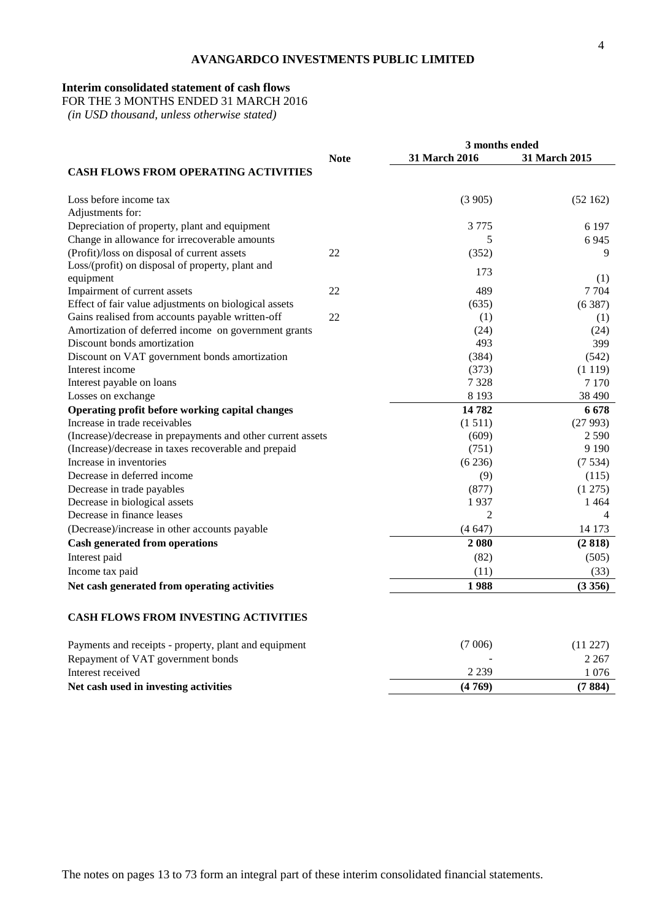**AVANGARDCO INVESTMENTS PUBLIC LIMITED**

**Interim consolidated statement of cash flows**
FOR THE 3 MONTHS ENDED 31 MARCH 2016
*(in USD thousand, unless otherwise stated)*

| | Note | 3 months ended 31 March 2016 | 3 months ended 31 March 2015 |
|---|---|---|---|
| **CASH FLOWS FROM OPERATING ACTIVITIES** | | | |
| Loss before income tax | | (3 905) | (52 162) |
| Adjustments for: | | | |
| Depreciation of property, plant and equipment | | 3 775 | 6 197 |
| Change in allowance for irrecoverable amounts | | 5 | 6 945 |
| (Profit)/loss on disposal of current assets | 22 | (352) | 9 |
| Loss/(profit) on disposal of property, plant and equipment | | 173 | (1) |
| Impairment of current assets | 22 | 489 | 7 704 |
| Effect of fair value adjustments on biological assets | | (635) | (6 387) |
| Gains realised from accounts payable written-off | 22 | (1) | (1) |
| Amortization of deferred income on government grants | | (24) | (24) |
| Discount bonds amortization | | 493 | 399 |
| Discount on VAT government bonds amortization | | (384) | (542) |
| Interest income | | (373) | (1 119) |
| Interest payable on loans | | 7 328 | 7 170 |
| Losses on exchange | | 8 193 | 38 490 |
| **Operating profit before working capital changes** | | **14 782** | **6 678** |
| Increase in trade receivables | | (1 511) | (27 993) |
| (Increase)/decrease in prepayments and other current assets | | (609) | 2 590 |
| (Increase)/decrease in taxes recoverable and prepaid | | (751) | 9 190 |
| Increase in inventories | | (6 236) | (7 534) |
| Decrease in deferred income | | (9) | (115) |
| Decrease in trade payables | | (877) | (1 275) |
| Decrease in biological assets | | 1 937 | 1 464 |
| Decrease in finance leases | | 2 | 4 |
| (Decrease)/increase in other accounts payable | | (4 647) | 14 173 |
| **Cash generated from operations** | | **2 080** | **(2 818)** |
| Interest paid | | (82) | (505) |
| Income tax paid | | (11) | (33) |
| **Net cash generated from operating activities** | | **1 988** | **(3 356)** |
| **CASH FLOWS FROM INVESTING ACTIVITIES** | | | |
| Payments and receipts - property, plant and equipment | | (7 006) | (11 227) |
| Repayment of VAT government bonds | | - | 2 267 |
| Interest received | | 2 239 | 1 076 |
| **Net cash used in investing activities** | | **(4 769)** | **(7 884)** |

The notes on pages 13 to 73 form an integral part of these interim consolidated financial statements.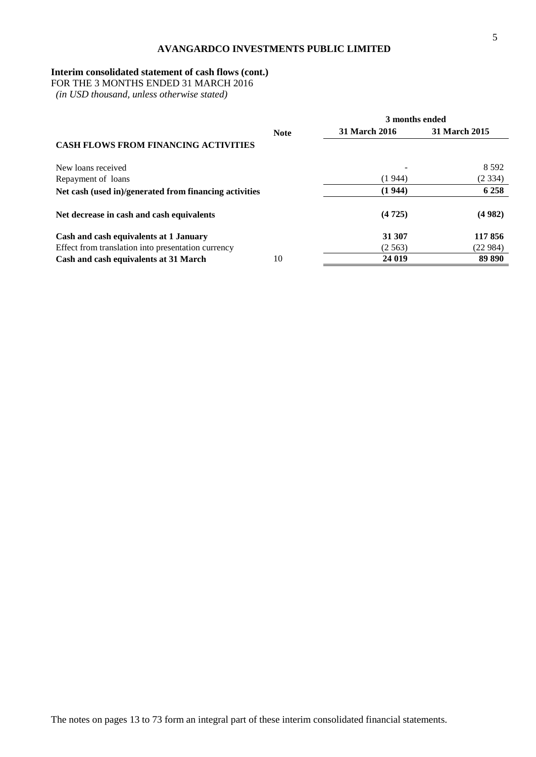**AVANGARDCO INVESTMENTS PUBLIC LIMITED**

**Interim consolidated statement of cash flows (cont.)**
FOR THE 3 MONTHS ENDED 31 MARCH 2016
*(in USD thousand, unless otherwise stated)*

| | Note | 3 months ended 31 March 2016 | 3 months ended 31 March 2015 |
|---|---|---|---|
| **CASH FLOWS FROM FINANCING ACTIVITIES** | | | |
| New loans received | | - | 8 592 |
| Repayment of loans | | (1 944) | (2 334) |
| **Net cash (used in)/generated from financing activities** | | **(1 944)** | **6 258** |
| **Net decrease in cash and cash equivalents** | | **(4 725)** | **(4 982)** |
| **Cash and cash equivalents at 1 January** | | **31 307** | **117 856** |
| Effect from translation into presentation currency | | (2 563) | (22 984) |
| **Cash and cash equivalents at 31 March** | 10 | **24 019** | **89 890** |

The notes on pages 13 to 73 form an integral part of these interim consolidated financial statements.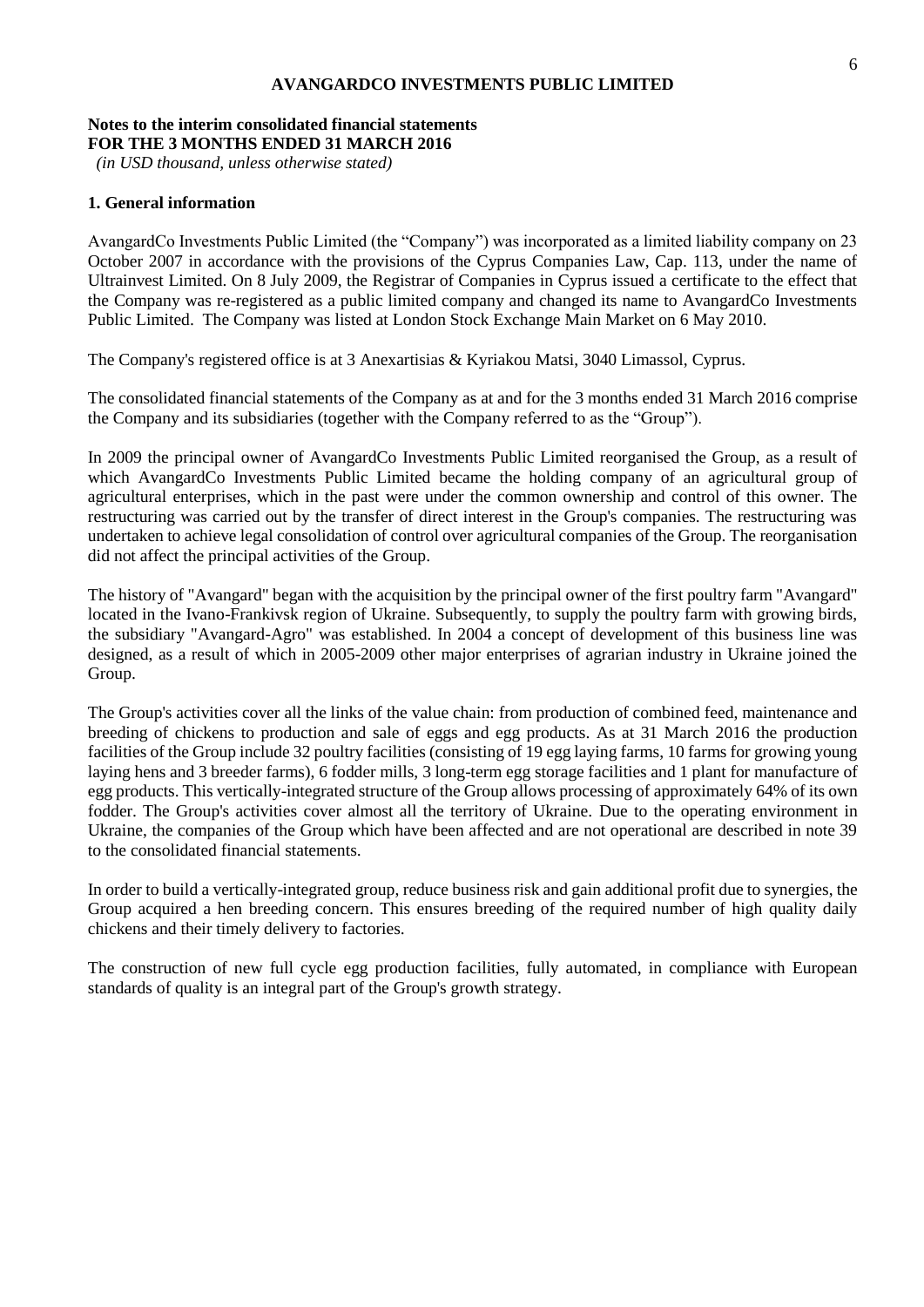**AVANGARDCO INVESTMENTS PUBLIC LIMITED**

**Notes to the interim consolidated financial statements**
**FOR THE 3 MONTHS ENDED 31 MARCH 2016**
*(in USD thousand, unless otherwise stated)*

## 1. General information

AvangardCo Investments Public Limited (the "Company") was incorporated as a limited liability company on 23 October 2007 in accordance with the provisions of the Cyprus Companies Law, Cap. 113, under the name of Ultrainvest Limited. On 8 July 2009, the Registrar of Companies in Cyprus issued a certificate to the effect that the Company was re-registered as a public limited company and changed its name to AvangardCo Investments Public Limited. The Company was listed at London Stock Exchange Main Market on 6 May 2010.

The Company's registered office is at 3 Anexartisias & Kyriakou Matsi, 3040 Limassol, Cyprus.

The consolidated financial statements of the Company as at and for the 3 months ended 31 March 2016 comprise the Company and its subsidiaries (together with the Company referred to as the "Group").

In 2009 the principal owner of AvangardCo Investments Public Limited reorganised the Group, as a result of which AvangardCo Investments Public Limited became the holding company of an agricultural group of agricultural enterprises, which in the past were under the common ownership and control of this owner. The restructuring was carried out by the transfer of direct interest in the Group's companies. The restructuring was undertaken to achieve legal consolidation of control over agricultural companies of the Group. The reorganisation did not affect the principal activities of the Group.

The history of "Avangard" began with the acquisition by the principal owner of the first poultry farm "Avangard" located in the Ivano-Frankivsk region of Ukraine. Subsequently, to supply the poultry farm with growing birds, the subsidiary "Avangard-Agro" was established. In 2004 a concept of development of this business line was designed, as a result of which in 2005-2009 other major enterprises of agrarian industry in Ukraine joined the Group.

The Group's activities cover all the links of the value chain: from production of combined feed, maintenance and breeding of chickens to production and sale of eggs and egg products. As at 31 March 2016 the production facilities of the Group include 32 poultry facilities (consisting of 19 egg laying farms, 10 farms for growing young laying hens and 3 breeder farms), 6 fodder mills, 3 long-term egg storage facilities and 1 plant for manufacture of egg products. This vertically-integrated structure of the Group allows processing of approximately 64% of its own fodder. The Group's activities cover almost all the territory of Ukraine. Due to the operating environment in Ukraine, the companies of the Group which have been affected and are not operational are described in note 39 to the consolidated financial statements.

In order to build a vertically-integrated group, reduce business risk and gain additional profit due to synergies, the Group acquired a hen breeding concern. This ensures breeding of the required number of high quality daily chickens and their timely delivery to factories.

The construction of new full cycle egg production facilities, fully automated, in compliance with European standards of quality is an integral part of the Group's growth strategy.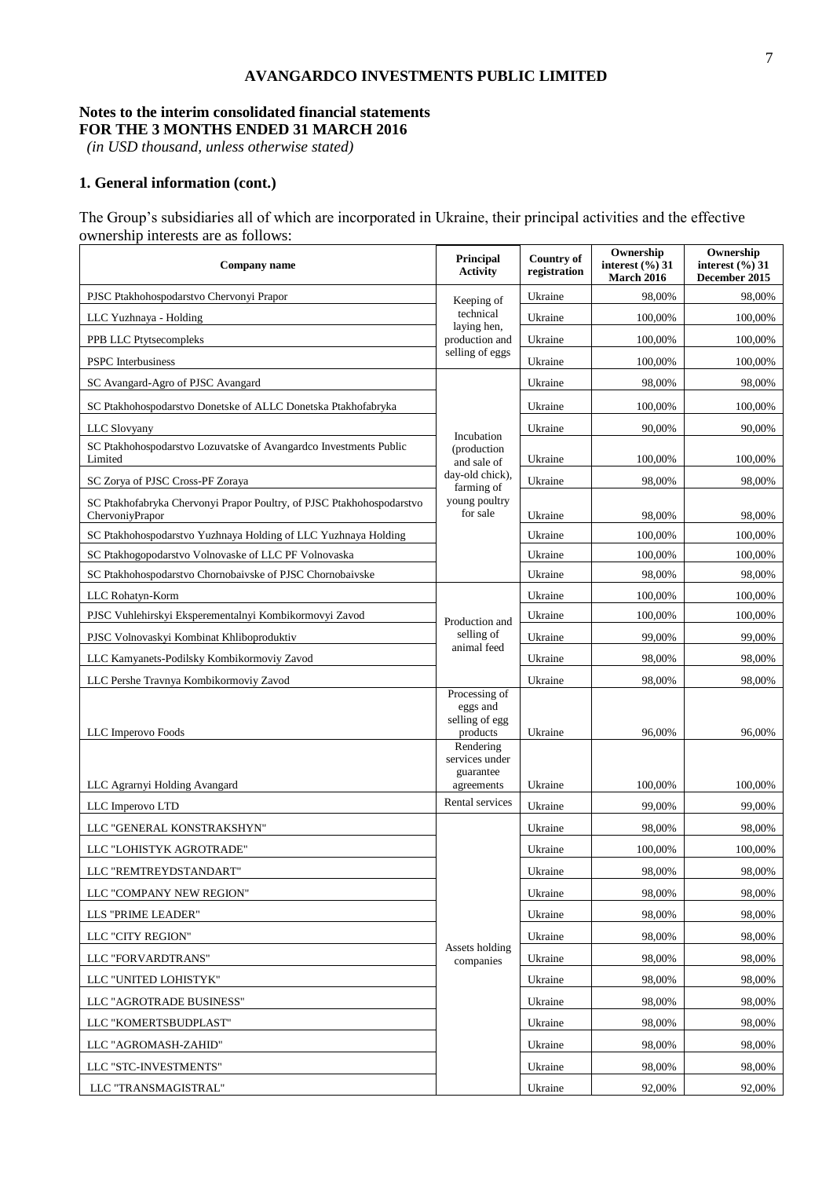**AVANGARDCO INVESTMENTS PUBLIC LIMITED**

**Notes to the interim consolidated financial statements**
**FOR THE 3 MONTHS ENDED 31 MARCH 2016**
*(in USD thousand, unless otherwise stated)*

## 1. General information (cont.)

The Group's subsidiaries all of which are incorporated in Ukraine, their principal activities and the effective ownership interests are as follows:

| Company name | Principal Activity | Country of registration | Ownership interest (%) 31 March 2016 | Ownership interest (%) 31 December 2015 |
|---|---|---|---|---|
| PJSC Ptakhohospodarstvo Chervonyi Prapor | Keeping of technical laying hen, production and selling of eggs | Ukraine | 98,00% | 98,00% |
| LLC Yuzhnaya - Holding | | Ukraine | 100,00% | 100,00% |
| PPB LLC Ptytsecompleks | | Ukraine | 100,00% | 100,00% |
| PSPC Interbusiness | | Ukraine | 100,00% | 100,00% |
| SC Avangard-Agro of PJSC Avangard | Incubation (production and sale of day-old chick), farming of young poultry for sale | Ukraine | 98,00% | 98,00% |
| SC Ptakhohospodarstvo Donetske of ALLC Donetska Ptakhofabryka | | Ukraine | 100,00% | 100,00% |
| LLC Slovyany | | Ukraine | 90,00% | 90,00% |
| SC Ptakhohospodarstvo Lozuvatske of Avangardco Investments Public Limited | | Ukraine | 100,00% | 100,00% |
| SC Zorya of PJSC Cross-PF Zoraya | | Ukraine | 98,00% | 98,00% |
| SC Ptakhofabryka Chervonyi Prapor Poultry, of PJSC Ptakhohospodarstvo ChervoniyPrapor | | Ukraine | 98,00% | 98,00% |
| SC Ptakhohospodarstvo Yuzhnaya Holding of LLC Yuzhnaya Holding | | Ukraine | 100,00% | 100,00% |
| SC Ptakhogopodarstvo Volnovaske of LLC PF Volnovaska | | Ukraine | 100,00% | 100,00% |
| SC Ptakhohospodarstvo Chornobaivske of PJSC Chornobaivske | | Ukraine | 98,00% | 98,00% |
| LLC Rohatyn-Korm | Production and selling of animal feed | Ukraine | 100,00% | 100,00% |
| PJSC Vuhlehirskyi Eksperementalnyi Kombikormovyi Zavod | | Ukraine | 100,00% | 100,00% |
| PJSC Volnovaskyi Kombinat Khliboproduktiv | | Ukraine | 99,00% | 99,00% |
| LLC Kamyanets-Podilsky Kombikormoviy Zavod | | Ukraine | 98,00% | 98,00% |
| LLC Pershe Travnya Kombikormoviy Zavod | | Ukraine | 98,00% | 98,00% |
| LLC Imperovo Foods | Processing of eggs and selling of egg products | Ukraine | 96,00% | 96,00% |
| LLC Agrarnyi Holding Avangard | Rendering services under guarantee agreements | Ukraine | 100,00% | 100,00% |
| LLC Imperovo LTD | Rental services | Ukraine | 99,00% | 99,00% |
| LLC "GENERAL KONSTRAKSHYN" | Assets holding companies | Ukraine | 98,00% | 98,00% |
| LLC "LOHISTYK AGROTRADE" | | Ukraine | 100,00% | 100,00% |
| LLC "REMTREYDSTANDART" | | Ukraine | 98,00% | 98,00% |
| LLC "COMPANY NEW REGION" | | Ukraine | 98,00% | 98,00% |
| LLS "PRIME LEADER" | | Ukraine | 98,00% | 98,00% |
| LLC "CITY REGION" | | Ukraine | 98,00% | 98,00% |
| LLC "FORVARDTRANS" | | Ukraine | 98,00% | 98,00% |
| LLC "UNITED LOHISTYK" | | Ukraine | 98,00% | 98,00% |
| LLC "AGROTRADE BUSINESS" | | Ukraine | 98,00% | 98,00% |
| LLC "KOMERTSBUDPLAST" | | Ukraine | 98,00% | 98,00% |
| LLC "AGROMASH-ZAHID" | | Ukraine | 98,00% | 98,00% |
| LLC "STC-INVESTMENTS" | | Ukraine | 98,00% | 98,00% |
| LLC "TRANSMAGISTRAL" | | Ukraine | 92,00% | 92,00% |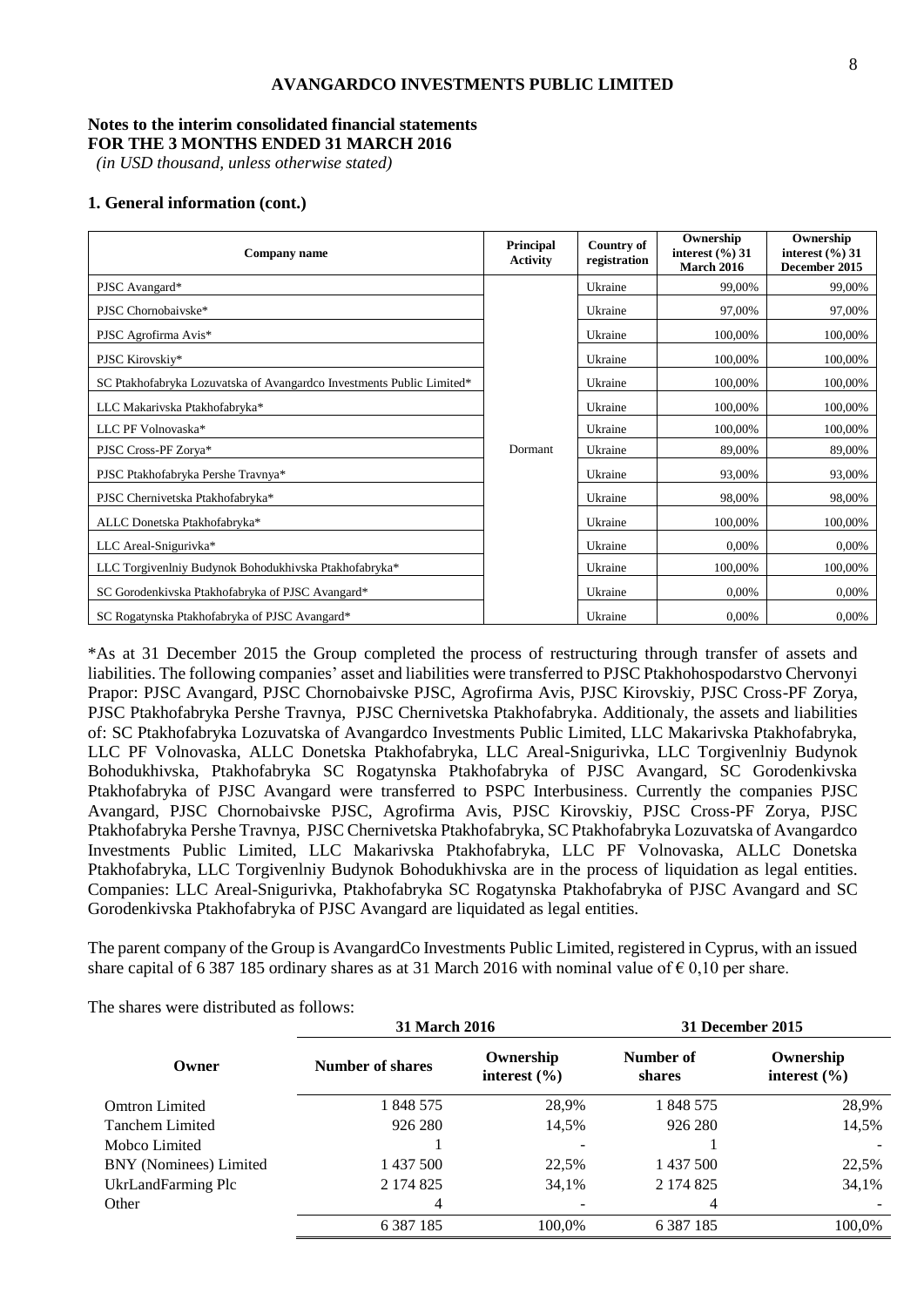**AVANGARDCO INVESTMENTS PUBLIC LIMITED**

**Notes to the interim consolidated financial statements**
**FOR THE 3 MONTHS ENDED 31 MARCH 2016**
*(in USD thousand, unless otherwise stated)*

## 1. General information (cont.)

| Company name | Principal Activity | Country of registration | Ownership interest (%) 31 March 2016 | Ownership interest (%) 31 December 2015 |
|---|---|---|---|---|
| PJSC Avangard* | Dormant | Ukraine | 99,00% | 99,00% |
| PJSC Chornobaivske* | | Ukraine | 97,00% | 97,00% |
| PJSC Agrofirma Avis* | | Ukraine | 100,00% | 100,00% |
| PJSC Kirovskiy* | | Ukraine | 100,00% | 100,00% |
| SC Ptakhofabryka Lozuvatska of Avangardco Investments Public Limited* | | Ukraine | 100,00% | 100,00% |
| LLC Makarivska Ptakhofabryka* | | Ukraine | 100,00% | 100,00% |
| LLC PF Volnovaska* | | Ukraine | 100,00% | 100,00% |
| PJSC Cross-PF Zorya* | | Ukraine | 89,00% | 89,00% |
| PJSC Ptakhofabryka Pershe Travnya* | | Ukraine | 93,00% | 93,00% |
| PJSC Chernivetska Ptakhofabryka* | | Ukraine | 98,00% | 98,00% |
| ALLC Donetska Ptakhofabryka* | | Ukraine | 100,00% | 100,00% |
| LLC Areal-Snigurivka* | | Ukraine | 0,00% | 0,00% |
| LLC Torgivenlniy Budynok Bohodukhivska Ptakhofabryka* | | Ukraine | 100,00% | 100,00% |
| SC Gorodenkivska Ptakhofabryka of PJSC Avangard* | | Ukraine | 0,00% | 0,00% |
| SC Rogatynska Ptakhofabryka of PJSC Avangard* | | Ukraine | 0,00% | 0,00% |

*As at 31 December 2015 the Group completed the process of restructuring through transfer of assets and liabilities. The following companies' asset and liabilities were transferred to PJSC Ptakhohospodarstvo Chervonyi Prapor: PJSC Avangard, PJSC Chornobaivske PJSC, Agrofirma Avis, PJSC Kirovskiy, PJSC Cross-PF Zorya, PJSC Ptakhofabryka Pershe Travnya, PJSC Chernivetska Ptakhofabryka. Additionaly, the assets and liabilities of: SC Ptakhofabryka Lozuvatska of Avangardco Investments Public Limited, LLC Makarivska Ptakhofabryka, LLC PF Volnovaska, ALLC Donetska Ptakhofabryka, LLC Areal-Snigurivka, LLC Torgivenlniy Budynok Bohodukhivska, Ptakhofabryka SC Rogatynska Ptakhofabryka of PJSC Avangard, SC Gorodenkivska Ptakhofabryka of PJSC Avangard were transferred to PSPC Interbusiness. Currently the companies PJSC Avangard, PJSC Chornobaivske PJSC, Agrofirma Avis, PJSC Kirovskiy, PJSC Cross-PF Zorya, PJSC Ptakhofabryka Pershe Travnya, PJSC Chernivetska Ptakhofabryka, SC Ptakhofabryka Lozuvatska of Avangardco Investments Public Limited, LLC Makarivska Ptakhofabryka, LLC PF Volnovaska, ALLC Donetska Ptakhofabryka, LLC Torgivenlniy Budynok Bohodukhivska are in the process of liquidation as legal entities. Companies: LLC Areal-Snigurivka, Ptakhofabryka SC Rogatynska Ptakhofabryka of PJSC Avangard and SC Gorodenkivska Ptakhofabryka of PJSC Avangard are liquidated as legal entities.

The parent company of the Group is AvangardCo Investments Public Limited, registered in Cyprus, with an issued share capital of 6 387 185 ordinary shares as at 31 March 2016 with nominal value of € 0,10 per share.

The shares were distributed as follows:

| | 31 March 2016 | | 31 December 2015 | |
|---|---|---|---|---|
| Owner | Number of shares | Ownership interest (%) | Number of shares | Ownership interest (%) |
| Omtron Limited | 1 848 575 | 28,9% | 1 848 575 | 28,9% |
| Tanchem Limited | 926 280 | 14,5% | 926 280 | 14,5% |
| Mobco Limited | 1 | - | 1 | - |
| BNY (Nominees) Limited | 1 437 500 | 22,5% | 1 437 500 | 22,5% |
| UkrLandFarming Plc | 2 174 825 | 34,1% | 2 174 825 | 34,1% |
| Other | 4 | - | 4 | - |
| | 6 387 185 | 100,0% | 6 387 185 | 100,0% |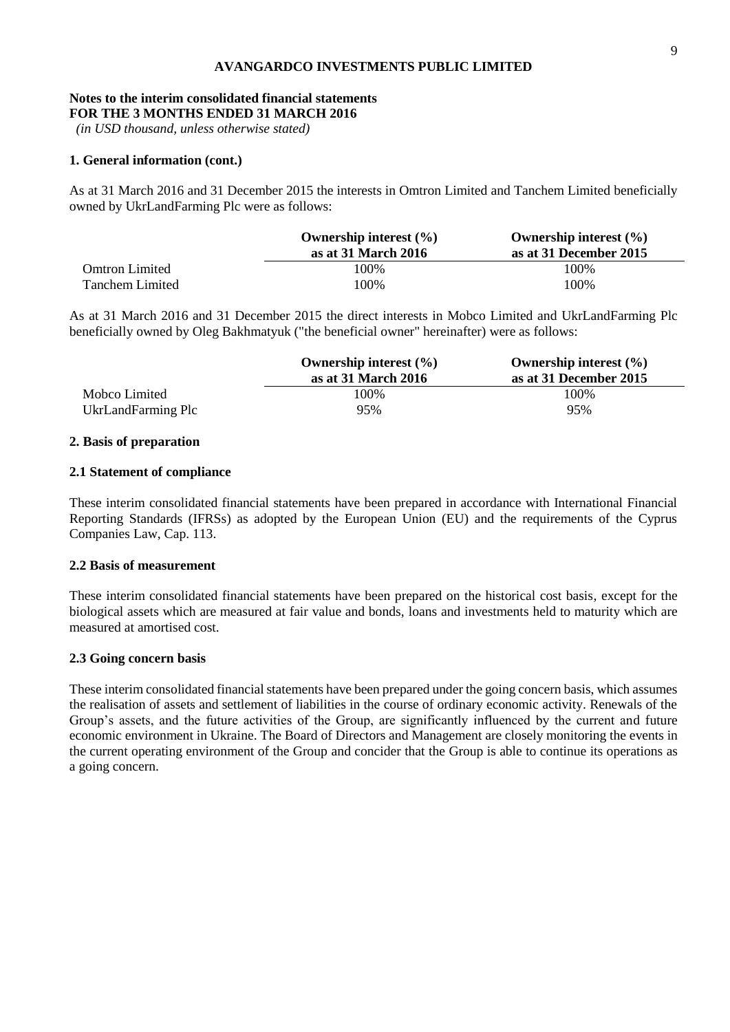**Notes to the interim consolidated financial statements**
**FOR THE 3 MONTHS ENDED 31 MARCH 2016**
*(in USD thousand, unless otherwise stated)*

### 1. General information (cont.)

As at 31 March 2016 and 31 December 2015 the interests in Omtron Limited and Tanchem Limited beneficially owned by UkrLandFarming Plc were as follows:

| | Ownership interest (%) as at 31 March 2016 | Ownership interest (%) as at 31 December 2015 |
|---|---|---|
| Omtron Limited | 100% | 100% |
| Tanchem Limited | 100% | 100% |

As at 31 March 2016 and 31 December 2015 the direct interests in Mobco Limited and UkrLandFarming Plc beneficially owned by Oleg Bakhmatyuk ("the beneficial owner" hereinafter) were as follows:

| | Ownership interest (%) as at 31 March 2016 | Ownership interest (%) as at 31 December 2015 |
|---|---|---|
| Mobco Limited | 100% | 100% |
| UkrLandFarming Plc | 95% | 95% |

### 2. Basis of preparation

#### 2.1 Statement of compliance

These interim consolidated financial statements have been prepared in accordance with International Financial Reporting Standards (IFRSs) as adopted by the European Union (EU) and the requirements of the Cyprus Companies Law, Cap. 113.

#### 2.2 Basis of measurement

These interim consolidated financial statements have been prepared on the historical cost basis, except for the biological assets which are measured at fair value and bonds, loans and investments held to maturity which are measured at amortised cost.

#### 2.3 Going concern basis

These interim consolidated financial statements have been prepared under the going concern basis, which assumes the realisation of assets and settlement of liabilities in the course of ordinary economic activity. Renewals of the Group's assets, and the future activities of the Group, are significantly influenced by the current and future economic environment in Ukraine. The Board of Directors and Management are closely monitoring the events in the current operating environment of the Group and concider that the Group is able to continue its operations as a going concern.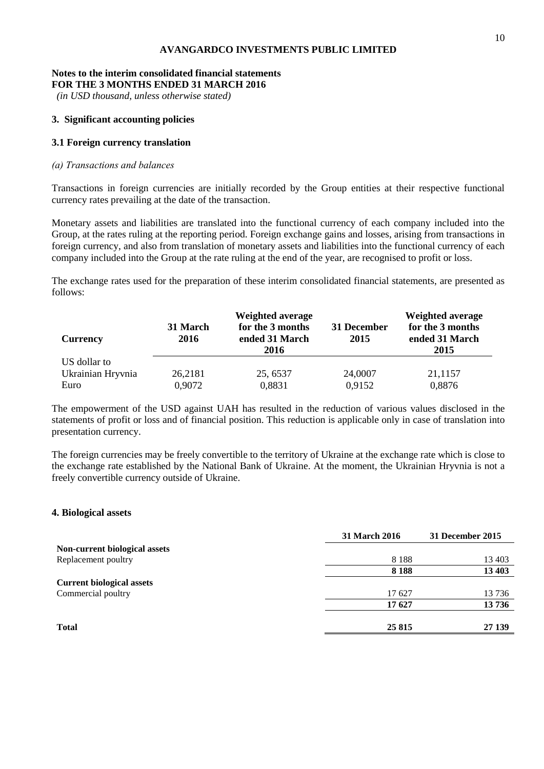**AVANGARDCO INVESTMENTS PUBLIC LIMITED**

**Notes to the interim consolidated financial statements**
**FOR THE 3 MONTHS ENDED 31 MARCH 2016**
*(in USD thousand, unless otherwise stated)*

### 3. Significant accounting policies

#### 3.1 Foreign currency translation

*(a) Transactions and balances*

Transactions in foreign currencies are initially recorded by the Group entities at their respective functional currency rates prevailing at the date of the transaction.

Monetary assets and liabilities are translated into the functional currency of each company included into the Group, at the rates ruling at the reporting period. Foreign exchange gains and losses, arising from transactions in foreign currency, and also from translation of monetary assets and liabilities into the functional currency of each company included into the Group at the rate ruling at the end of the year, are recognised to profit or loss.

The exchange rates used for the preparation of these interim consolidated financial statements, are presented as follows:

| Currency | 31 March 2016 | Weighted average for the 3 months ended 31 March 2016 | 31 December 2015 | Weighted average for the 3 months ended 31 March 2015 |
|---|---|---|---|---|
| US dollar to Ukrainian Hryvnia | 26,2181 | 25, 6537 | 24,0007 | 21,1157 |
| Euro | 0,9072 | 0,8831 | 0,9152 | 0,8876 |

The empowerment of the USD against UAH has resulted in the reduction of various values disclosed in the statements of profit or loss and of financial position. This reduction is applicable only in case of translation into presentation currency.

The foreign currencies may be freely convertible to the territory of Ukraine at the exchange rate which is close to the exchange rate established by the National Bank of Ukraine. At the moment, the Ukrainian Hryvnia is not a freely convertible currency outside of Ukraine.

### 4. Biological assets

| | 31 March 2016 | 31 December 2015 |
|---|---|---|
| **Non-current biological assets** | | |
| Replacement poultry | 8 188 | 13 403 |
| | **8 188** | **13 403** |
| **Current biological assets** | | |
| Commercial poultry | 17 627 | 13 736 |
| | **17 627** | **13 736** |
| **Total** | **25 815** | **27 139** |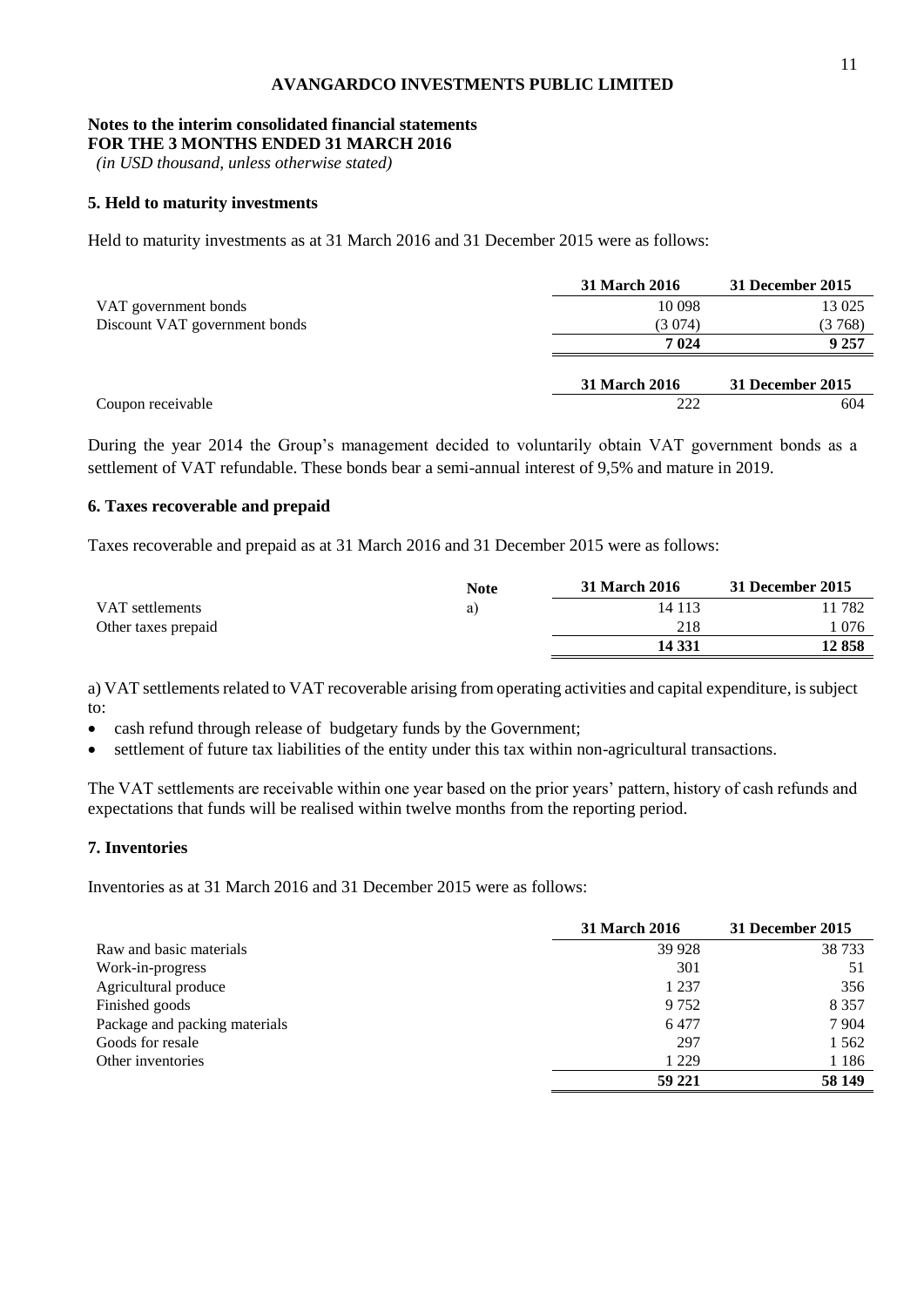**AVANGARDCO INVESTMENTS PUBLIC LIMITED**

**Notes to the interim consolidated financial statements**
**FOR THE 3 MONTHS ENDED 31 MARCH 2016**
*(in USD thousand, unless otherwise stated)*

### 5. Held to maturity investments

Held to maturity investments as at 31 March 2016 and 31 December 2015 were as follows:

| | 31 March 2016 | 31 December 2015 |
|---|---|---|
| VAT government bonds | 10 098 | 13 025 |
| Discount VAT government bonds | (3 074) | (3 768) |
| | **7 024** | **9 257** |

| | 31 March 2016 | 31 December 2015 |
|---|---|---|
| Coupon receivable | 222 | 604 |

During the year 2014 the Group's management decided to voluntarily obtain VAT government bonds as a settlement of VAT refundable. These bonds bear a semi-annual interest of 9,5% and mature in 2019.

### 6. Taxes recoverable and prepaid

Taxes recoverable and prepaid as at 31 March 2016 and 31 December 2015 were as follows:

| | Note | 31 March 2016 | 31 December 2015 |
|---|---|---|---|
| VAT settlements | a) | 14 113 | 11 782 |
| Other taxes prepaid | | 218 | 1 076 |
| | | **14 331** | **12 858** |

a) VAT settlements related to VAT recoverable arising from operating activities and capital expenditure, is subject to:

- cash refund through release of budgetary funds by the Government;
- settlement of future tax liabilities of the entity under this tax within non-agricultural transactions.

The VAT settlements are receivable within one year based on the prior years' pattern, history of cash refunds and expectations that funds will be realised within twelve months from the reporting period.

### 7. Inventories

Inventories as at 31 March 2016 and 31 December 2015 were as follows:

| | 31 March 2016 | 31 December 2015 |
|---|---|---|
| Raw and basic materials | 39 928 | 38 733 |
| Work-in-progress | 301 | 51 |
| Agricultural produce | 1 237 | 356 |
| Finished goods | 9 752 | 8 357 |
| Package and packing materials | 6 477 | 7 904 |
| Goods for resale | 297 | 1 562 |
| Other inventories | 1 229 | 1 186 |
| | **59 221** | **58 149** |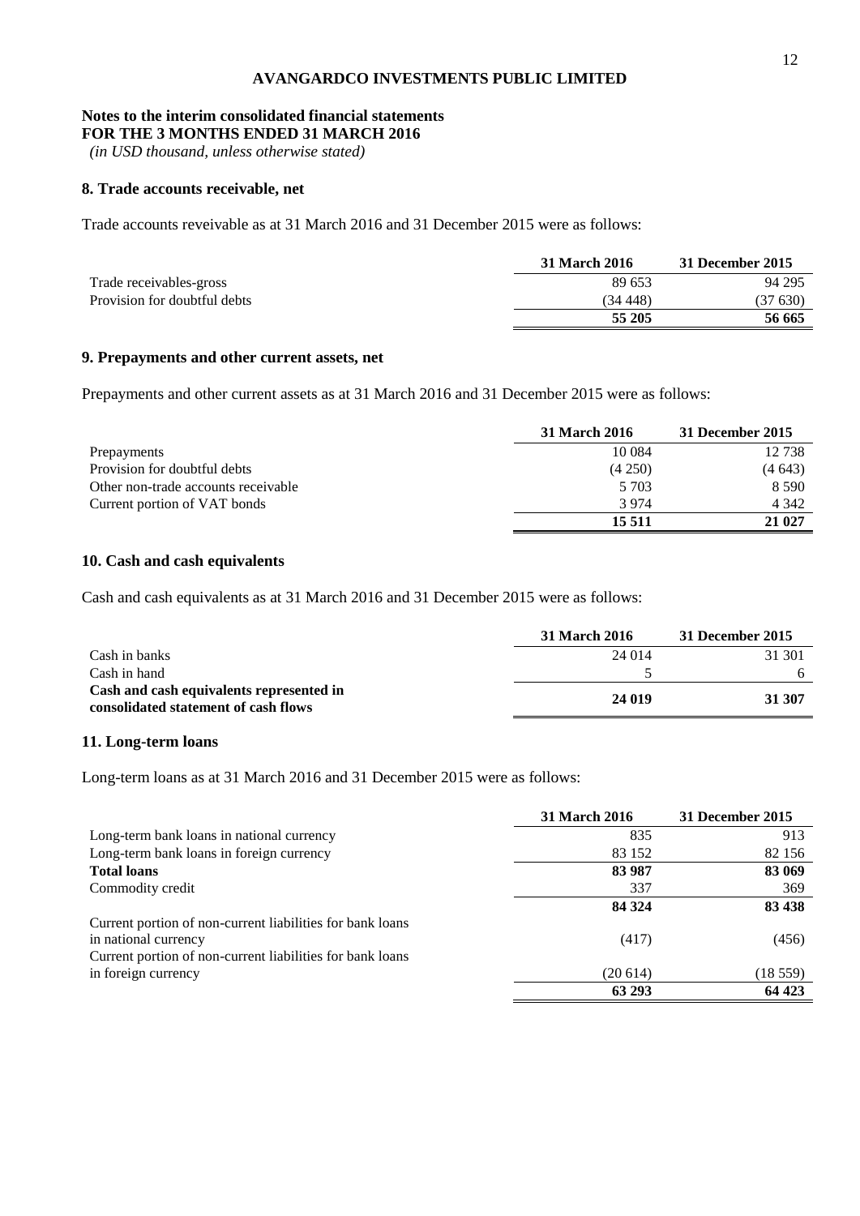**AVANGARDCO INVESTMENTS PUBLIC LIMITED**

**Notes to the interim consolidated financial statements**
**FOR THE 3 MONTHS ENDED 31 MARCH 2016**
*(in USD thousand, unless otherwise stated)*

## 8. Trade accounts receivable, net

Trade accounts reveivable as at 31 March 2016 and 31 December 2015 were as follows:

| | 31 March 2016 | 31 December 2015 |
|---|---|---|
| Trade receivables-gross | 89 653 | 94 295 |
| Provision for doubtful debts | (34 448) | (37 630) |
| | **55 205** | **56 665** |

## 9. Prepayments and other current assets, net

Prepayments and other current assets as at 31 March 2016 and 31 December 2015 were as follows:

| | 31 March 2016 | 31 December 2015 |
|---|---|---|
| Prepayments | 10 084 | 12 738 |
| Provision for doubtful debts | (4 250) | (4 643) |
| Other non-trade accounts receivable | 5 703 | 8 590 |
| Current portion of VAT bonds | 3 974 | 4 342 |
| | **15 511** | **21 027** |

## 10. Cash and cash equivalents

Cash and cash equivalents as at 31 March 2016 and 31 December 2015 were as follows:

| | 31 March 2016 | 31 December 2015 |
|---|---|---|
| Cash in banks | 24 014 | 31 301 |
| Cash in hand | 5 | 6 |
| **Cash and cash equivalents represented in consolidated statement of cash flows** | **24 019** | **31 307** |

## 11. Long-term loans

Long-term loans as at 31 March 2016 and 31 December 2015 were as follows:

| | 31 March 2016 | 31 December 2015 |
|---|---|---|
| Long-term bank loans in national currency | 835 | 913 |
| Long-term bank loans in foreign currency | 83 152 | 82 156 |
| **Total loans** | **83 987** | **83 069** |
| Commodity credit | 337 | 369 |
| | **84 324** | **83 438** |
| Current portion of non-current liabilities for bank loans in national currency | (417) | (456) |
| Current portion of non-current liabilities for bank loans in foreign currency | (20 614) | (18 559) |
| | **63 293** | **64 423** |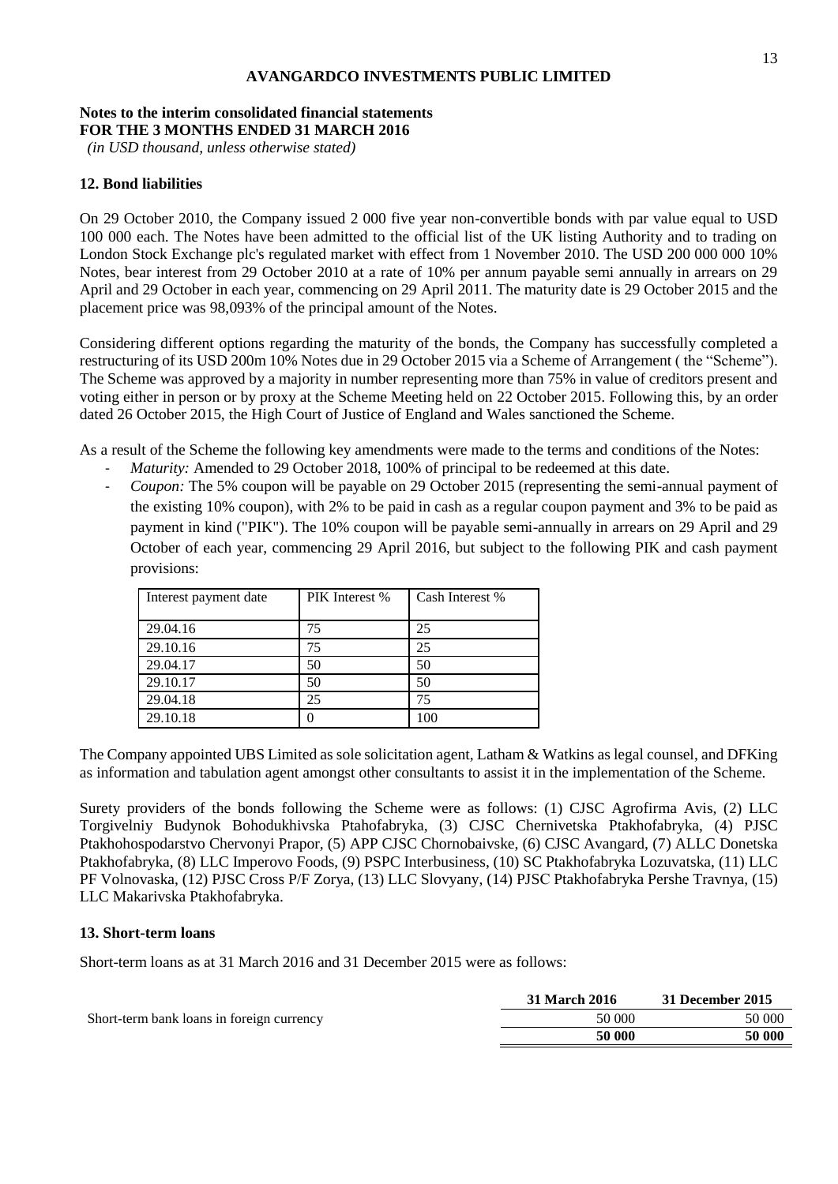# AVANGARDCO INVESTMENTS PUBLIC LIMITED

**Notes to the interim consolidated financial statements**
**FOR THE 3 MONTHS ENDED 31 MARCH 2016**
*(in USD thousand, unless otherwise stated)*

## 12. Bond liabilities

On 29 October 2010, the Company issued 2 000 five year non-convertible bonds with par value equal to USD 100 000 each. The Notes have been admitted to the official list of the UK listing Authority and to trading on London Stock Exchange plc's regulated market with effect from 1 November 2010. The USD 200 000 000 10% Notes, bear interest from 29 October 2010 at a rate of 10% per annum payable semi annually in arrears on 29 April and 29 October in each year, commencing on 29 April 2011. The maturity date is 29 October 2015 and the placement price was 98,093% of the principal amount of the Notes.

Considering different options regarding the maturity of the bonds, the Company has successfully completed a restructuring of its USD 200m 10% Notes due in 29 October 2015 via a Scheme of Arrangement ( the "Scheme"). The Scheme was approved by a majority in number representing more than 75% in value of creditors present and voting either in person or by proxy at the Scheme Meeting held on 22 October 2015. Following this, by an order dated 26 October 2015, the High Court of Justice of England and Wales sanctioned the Scheme.

As a result of the Scheme the following key amendments were made to the terms and conditions of the Notes:

- *Maturity:* Amended to 29 October 2018, 100% of principal to be redeemed at this date.
- *Coupon:* The 5% coupon will be payable on 29 October 2015 (representing the semi-annual payment of the existing 10% coupon), with 2% to be paid in cash as a regular coupon payment and 3% to be paid as payment in kind ("PIK"). The 10% coupon will be payable semi-annually in arrears on 29 April and 29 October of each year, commencing 29 April 2016, but subject to the following PIK and cash payment provisions:

| Interest payment date | PIK Interest % | Cash Interest % |
|---|---|---|
| 29.04.16 | 75 | 25 |
| 29.10.16 | 75 | 25 |
| 29.04.17 | 50 | 50 |
| 29.10.17 | 50 | 50 |
| 29.04.18 | 25 | 75 |
| 29.10.18 | 0 | 100 |

The Company appointed UBS Limited as sole solicitation agent, Latham & Watkins as legal counsel, and DFKing as information and tabulation agent amongst other consultants to assist it in the implementation of the Scheme.

Surety providers of the bonds following the Scheme were as follows: (1) CJSC Agrofirma Avis, (2) LLC Torgivelniy Budynok Bohodukhivska Ptahofabryka, (3) CJSC Chernivetska Ptakhofabryka, (4) PJSC Ptakhohospodarstvo Chervonyi Prapor, (5) APP CJSC Chornobaivske, (6) CJSC Avangard, (7) ALLC Donetska Ptakhofabryka, (8) LLC Imperovo Foods, (9) PSPC Interbusiness, (10) SC Ptakhofabryka Lozuvatska, (11) LLC PF Volnovaska, (12) PJSC Cross P/F Zorya, (13) LLC Slovyany, (14) PJSC Ptakhofabryka Pershe Travnya, (15) LLC Makarivska Ptakhofabryka.

## 13. Short-term loans

Short-term loans as at 31 March 2016 and 31 December 2015 were as follows:

| | 31 March 2016 | 31 December 2015 |
|---|---|---|
| Short-term bank loans in foreign currency | 50 000 | 50 000 |
| | **50 000** | **50 000** |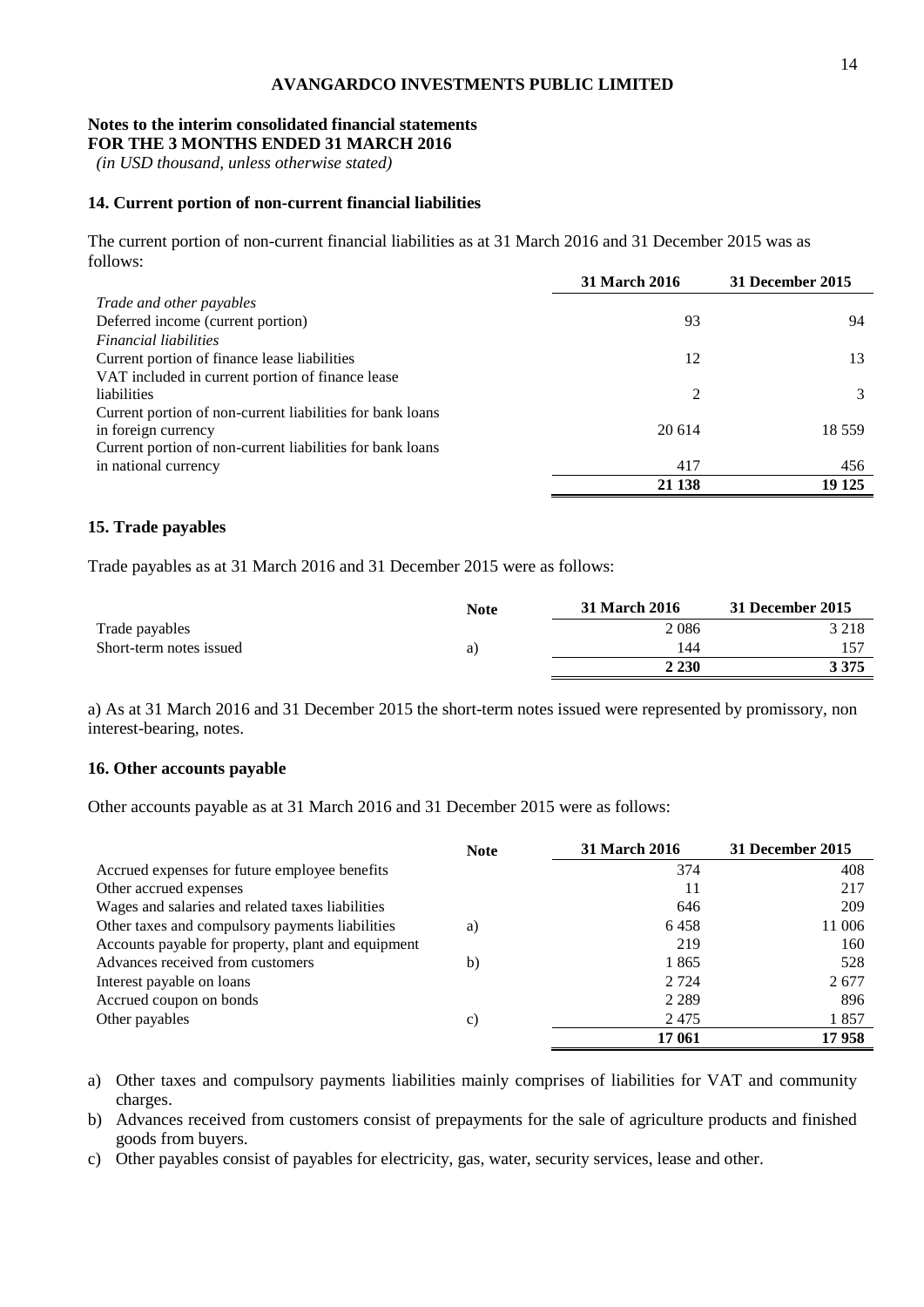**AVANGARDCO INVESTMENTS PUBLIC LIMITED**

**Notes to the interim consolidated financial statements**
**FOR THE 3 MONTHS ENDED 31 MARCH 2016**
*(in USD thousand, unless otherwise stated)*

### 14. Current portion of non-current financial liabilities

The current portion of non-current financial liabilities as at 31 March 2016 and 31 December 2015 was as follows:

| | 31 March 2016 | 31 December 2015 |
|---|---|---|
| *Trade and other payables* | | |
| Deferred income (current portion) | 93 | 94 |
| *Financial liabilities* | | |
| Current portion of finance lease liabilities | 12 | 13 |
| VAT included in current portion of finance lease liabilities | 2 | 3 |
| Current portion of non-current liabilities for bank loans in foreign currency | 20 614 | 18 559 |
| Current portion of non-current liabilities for bank loans in national currency | 417 | 456 |
| | **21 138** | **19 125** |

### 15. Trade payables

Trade payables as at 31 March 2016 and 31 December 2015 were as follows:

| | Note | 31 March 2016 | 31 December 2015 |
|---|---|---|---|
| Trade payables | | 2 086 | 3 218 |
| Short-term notes issued | a) | 144 | 157 |
| | | **2 230** | **3 375** |

a) As at 31 March 2016 and 31 December 2015 the short-term notes issued were represented by promissory, non interest-bearing, notes.

### 16. Other accounts payable

Other accounts payable as at 31 March 2016 and 31 December 2015 were as follows:

| | Note | 31 March 2016 | 31 December 2015 |
|---|---|---|---|
| Accrued expenses for future employee benefits | | 374 | 408 |
| Other accrued expenses | | 11 | 217 |
| Wages and salaries and related taxes liabilities | | 646 | 209 |
| Other taxes and compulsory payments liabilities | a) | 6 458 | 11 006 |
| Accounts payable for property, plant and equipment | | 219 | 160 |
| Advances received from customers | b) | 1 865 | 528 |
| Interest payable on loans | | 2 724 | 2 677 |
| Accrued coupon on bonds | | 2 289 | 896 |
| Other payables | c) | 2 475 | 1 857 |
| | | **17 061** | **17 958** |

a) Other taxes and compulsory payments liabilities mainly comprises of liabilities for VAT and community charges.

b) Advances received from customers consist of prepayments for the sale of agriculture products and finished goods from buyers.

c) Other payables consist of payables for electricity, gas, water, security services, lease and other.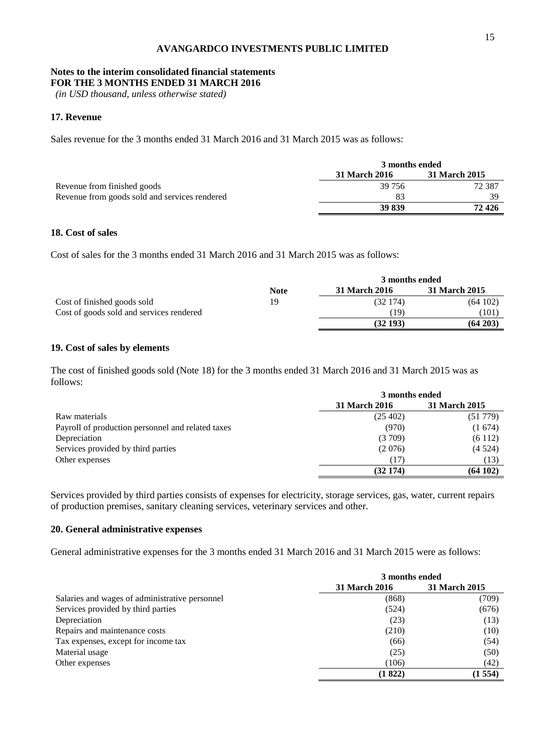**AVANGARDCO INVESTMENTS PUBLIC LIMITED**

**Notes to the interim consolidated financial statements**
**FOR THE 3 MONTHS ENDED 31 MARCH 2016**
*(in USD thousand, unless otherwise stated)*

## 17. Revenue

Sales revenue for the 3 months ended 31 March 2016 and 31 March 2015 was as follows:

| | 3 months ended | |
|---|---|---|
| | **31 March 2016** | **31 March 2015** |
| Revenue from finished goods | 39 756 | 72 387 |
| Revenue from goods sold and services rendered | 83 | 39 |
| | **39 839** | **72 426** |

## 18. Cost of sales

Cost of sales for the 3 months ended 31 March 2016 and 31 March 2015 was as follows:

| | | 3 months ended | |
|---|---|---|---|
| | **Note** | **31 March 2016** | **31 March 2015** |
| Cost of finished goods sold | 19 | (32 174) | (64 102) |
| Cost of goods sold and services rendered | | (19) | (101) |
| | | **(32 193)** | **(64 203)** |

## 19. Cost of sales by elements

The cost of finished goods sold (Note 18) for the 3 months ended 31 March 2016 and 31 March 2015 was as follows:

| | 3 months ended | |
|---|---|---|
| | **31 March 2016** | **31 March 2015** |
| Raw materials | (25 402) | (51 779) |
| Payroll of production personnel and related taxes | (970) | (1 674) |
| Depreciation | (3 709) | (6 112) |
| Services provided by third parties | (2 076) | (4 524) |
| Other expenses | (17) | (13) |
| | **(32 174)** | **(64 102)** |

Services provided by third parties consists of expenses for electricity, storage services, gas, water, current repairs of production premises, sanitary cleaning services, veterinary services and other.

## 20. General administrative expenses

General administrative expenses for the 3 months ended 31 March 2016 and 31 March 2015 were as follows:

| | 3 months ended | |
|---|---|---|
| | **31 March 2016** | **31 March 2015** |
| Salaries and wages of administrative personnel | (868) | (709) |
| Services provided by third parties | (524) | (676) |
| Depreciation | (23) | (13) |
| Repairs and maintenance costs | (210) | (10) |
| Tax expenses, except for income tax | (66) | (54) |
| Material usage | (25) | (50) |
| Other expenses | (106) | (42) |
| | **(1 822)** | **(1 554)** |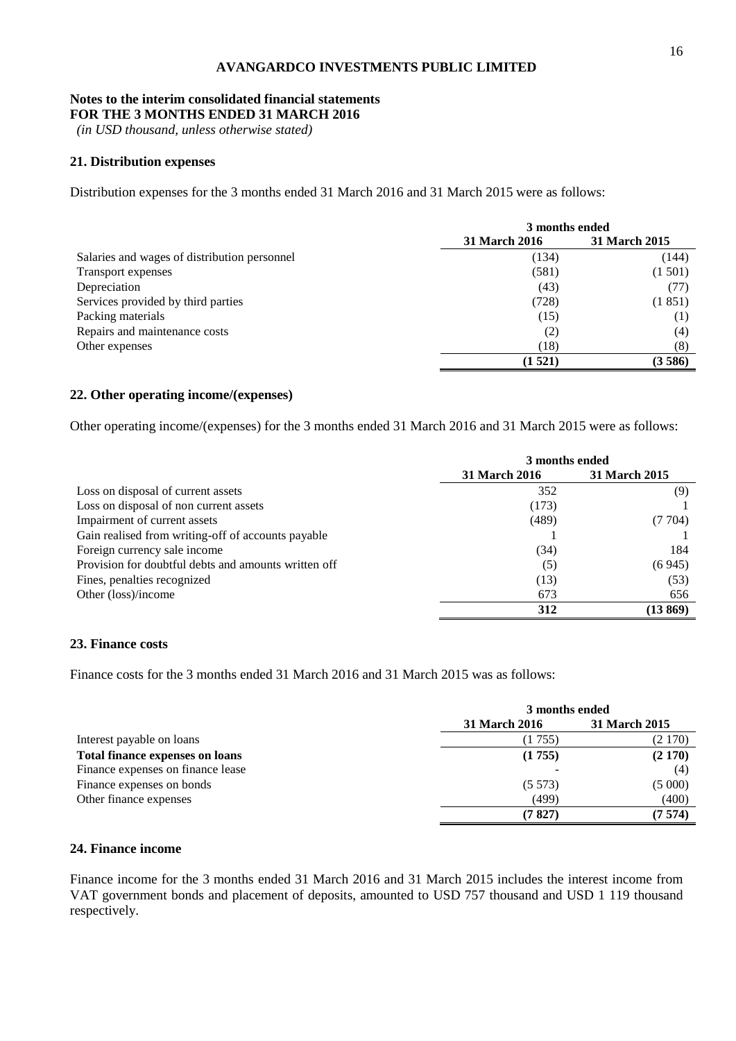**AVANGARDCO INVESTMENTS PUBLIC LIMITED**

**Notes to the interim consolidated financial statements**
**FOR THE 3 MONTHS ENDED 31 MARCH 2016**
*(in USD thousand, unless otherwise stated)*

## 21. Distribution expenses

Distribution expenses for the 3 months ended 31 March 2016 and 31 March 2015 were as follows:

| | 3 months ended | |
|---|---|---|
| | **31 March 2016** | **31 March 2015** |
| Salaries and wages of distribution personnel | (134) | (144) |
| Transport expenses | (581) | (1 501) |
| Depreciation | (43) | (77) |
| Services provided by third parties | (728) | (1 851) |
| Packing materials | (15) | (1) |
| Repairs and maintenance costs | (2) | (4) |
| Other expenses | (18) | (8) |
| | **(1 521)** | **(3 586)** |

## 22. Other operating income/(expenses)

Other operating income/(expenses) for the 3 months ended 31 March 2016 and 31 March 2015 were as follows:

| | 3 months ended | |
|---|---|---|
| | **31 March 2016** | **31 March 2015** |
| Loss on disposal of current assets | 352 | (9) |
| Loss on disposal of non current assets | (173) | 1 |
| Impairment of current assets | (489) | (7 704) |
| Gain realised from writing-off of accounts payable | 1 | 1 |
| Foreign currency sale income | (34) | 184 |
| Provision for doubtful debts and amounts written off | (5) | (6 945) |
| Fines, penalties recognized | (13) | (53) |
| Other (loss)/income | 673 | 656 |
| | **312** | **(13 869)** |

## 23. Finance costs

Finance costs for the 3 months ended 31 March 2016 and 31 March 2015 was as follows:

| | 3 months ended | |
|---|---|---|
| | **31 March 2016** | **31 March 2015** |
| Interest payable on loans | (1 755) | (2 170) |
| **Total finance expenses on loans** | **(1 755)** | **(2 170)** |
| Finance expenses on finance lease | - | (4) |
| Finance expenses on bonds | (5 573) | (5 000) |
| Other finance expenses | (499) | (400) |
| | **(7 827)** | **(7 574)** |

## 24. Finance income

Finance income for the 3 months ended 31 March 2016 and 31 March 2015 includes the interest income from VAT government bonds and placement of deposits, amounted to USD 757 thousand and USD 1 119 thousand respectively.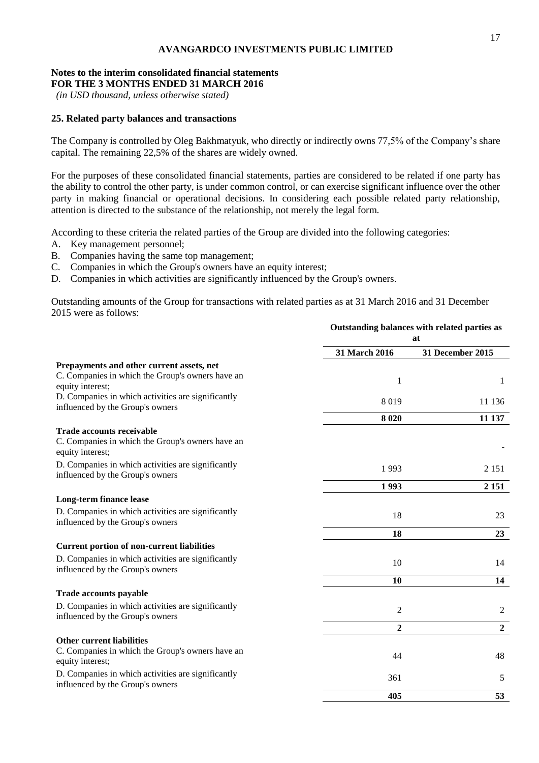**AVANGARDCO INVESTMENTS PUBLIC LIMITED**

**Notes to the interim consolidated financial statements**
**FOR THE 3 MONTHS ENDED 31 MARCH 2016**
*(in USD thousand, unless otherwise stated)*

## 25. Related party balances and transactions

The Company is controlled by Oleg Bakhmatyuk, who directly or indirectly owns 77,5% of the Company's share capital. The remaining 22,5% of the shares are widely owned.

For the purposes of these consolidated financial statements, parties are considered to be related if one party has the ability to control the other party, is under common control, or can exercise significant influence over the other party in making financial or operational decisions. In considering each possible related party relationship, attention is directed to the substance of the relationship, not merely the legal form.

According to these criteria the related parties of the Group are divided into the following categories:

A. Key management personnel;
B. Companies having the same top management;
C. Companies in which the Group's owners have an equity interest;
D. Companies in which activities are significantly influenced by the Group's owners.

Outstanding amounts of the Group for transactions with related parties as at 31 March 2016 and 31 December 2015 were as follows:

| | Outstanding balances with related parties as at | |
|---|---|---|
| | **31 March 2016** | **31 December 2015** |
| **Prepayments and other current assets, net** | | |
| C. Companies in which the Group's owners have an equity interest; | 1 | 1 |
| D. Companies in which activities are significantly influenced by the Group's owners | 8 019 | 11 136 |
| | **8 020** | **11 137** |
| **Trade accounts receivable** | | |
| C. Companies in which the Group's owners have an equity interest; | | - |
| D. Companies in which activities are significantly influenced by the Group's owners | 1 993 | 2 151 |
| | **1 993** | **2 151** |
| **Long-term finance lease** | | |
| D. Companies in which activities are significantly influenced by the Group's owners | 18 | 23 |
| | **18** | **23** |
| **Current portion of non-current liabilities** | | |
| D. Companies in which activities are significantly influenced by the Group's owners | 10 | 14 |
| | **10** | **14** |
| **Trade accounts payable** | | |
| D. Companies in which activities are significantly influenced by the Group's owners | 2 | 2 |
| | **2** | **2** |
| **Other current liabilities** | | |
| C. Companies in which the Group's owners have an equity interest; | 44 | 48 |
| D. Companies in which activities are significantly influenced by the Group's owners | 361 | 5 |
| | **405** | **53** |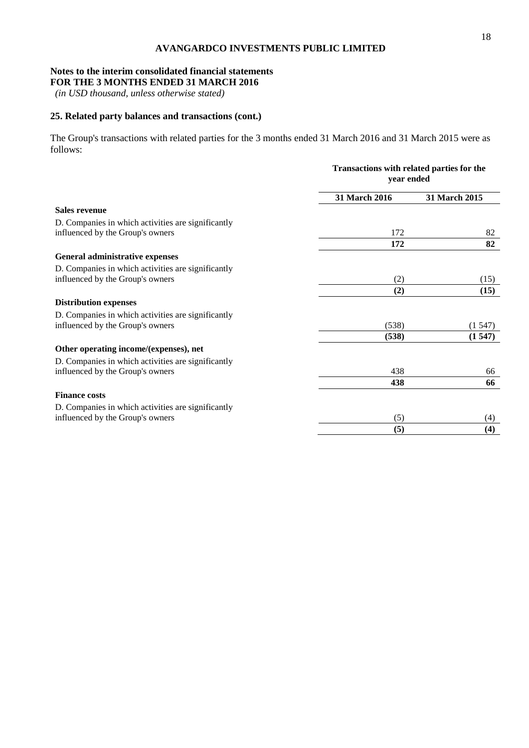**AVANGARDCO INVESTMENTS PUBLIC LIMITED**

**Notes to the interim consolidated financial statements**
**FOR THE 3 MONTHS ENDED 31 MARCH 2016**
*(in USD thousand, unless otherwise stated)*

## 25. Related party balances and transactions (cont.)

The Group's transactions with related parties for the 3 months ended 31 March 2016 and 31 March 2015 were as follows:

| | Transactions with related parties for the year ended | |
|---|---|---|
| | **31 March 2016** | **31 March 2015** |
| **Sales revenue** | | |
| D. Companies in which activities are significantly influenced by the Group's owners | 172 | 82 |
| | **172** | **82** |
| **General administrative expenses** | | |
| D. Companies in which activities are significantly influenced by the Group's owners | (2) | (15) |
| | **(2)** | **(15)** |
| **Distribution expenses** | | |
| D. Companies in which activities are significantly influenced by the Group's owners | (538) | (1 547) |
| | **(538)** | **(1 547)** |
| **Other operating income/(expenses), net** | | |
| D. Companies in which activities are significantly influenced by the Group's owners | 438 | 66 |
| | **438** | **66** |
| **Finance costs** | | |
| D. Companies in which activities are significantly influenced by the Group's owners | (5) | (4) |
| | **(5)** | **(4)** |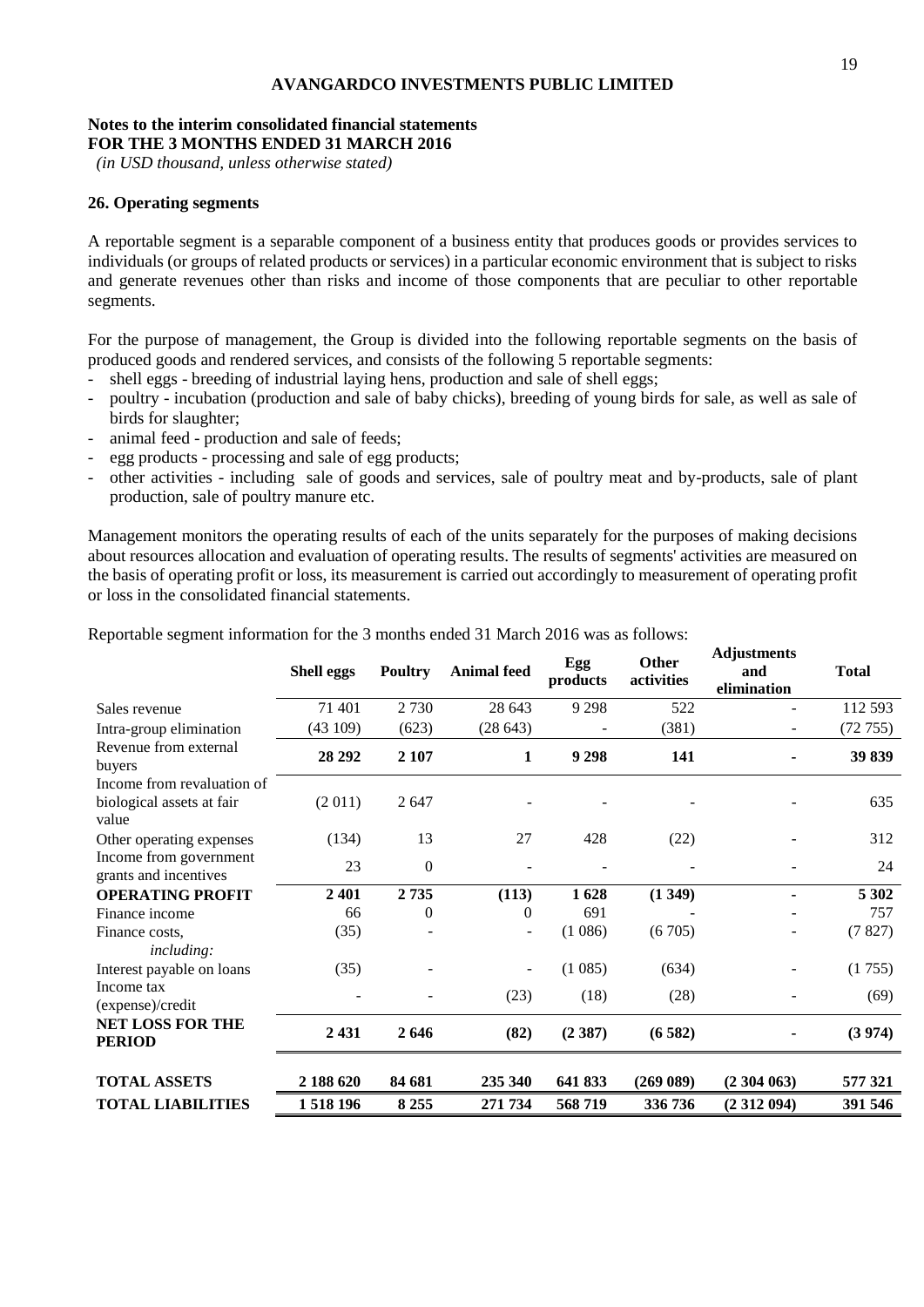**AVANGARDCO INVESTMENTS PUBLIC LIMITED**

**Notes to the interim consolidated financial statements**
**FOR THE 3 MONTHS ENDED 31 MARCH 2016**
*(in USD thousand, unless otherwise stated)*

## 26. Operating segments

A reportable segment is a separable component of a business entity that produces goods or provides services to individuals (or groups of related products or services) in a particular economic environment that is subject to risks and generate revenues other than risks and income of those components that are peculiar to other reportable segments.

For the purpose of management, the Group is divided into the following reportable segments on the basis of produced goods and rendered services, and consists of the following 5 reportable segments:

- shell eggs - breeding of industrial laying hens, production and sale of shell eggs;
- poultry - incubation (production and sale of baby chicks), breeding of young birds for sale, as well as sale of birds for slaughter;
- animal feed - production and sale of feeds;
- egg products - processing and sale of egg products;
- other activities - including sale of goods and services, sale of poultry meat and by-products, sale of plant production, sale of poultry manure etc.

Management monitors the operating results of each of the units separately for the purposes of making decisions about resources allocation and evaluation of operating results. The results of segments' activities are measured on the basis of operating profit or loss, its measurement is carried out accordingly to measurement of operating profit or loss in the consolidated financial statements.

Reportable segment information for the 3 months ended 31 March 2016 was as follows:

| | Shell eggs | Poultry | Animal feed | Egg products | Other activities | Adjustments and elimination | Total |
|---|---|---|---|---|---|---|---|
| Sales revenue | 71 401 | 2 730 | 28 643 | 9 298 | 522 | - | 112 593 |
| Intra-group elimination | (43 109) | (623) | (28 643) | - | (381) | - | (72 755) |
| **Revenue from external buyers** | **28 292** | **2 107** | **1** | **9 298** | **141** | **-** | **39 839** |
| Income from revaluation of biological assets at fair value | (2 011) | 2 647 | - | - | - | - | 635 |
| Other operating expenses | (134) | 13 | 27 | 428 | (22) | - | 312 |
| Income from government grants and incentives | 23 | 0 | - | - | - | - | 24 |
| **OPERATING PROFIT** | **2 401** | **2 735** | **(113)** | **1 628** | **(1 349)** | **-** | **5 302** |
| Finance income | 66 | 0 | 0 | 691 | - | - | 757 |
| Finance costs, *including:* | (35) | - | - | (1 086) | (6 705) | - | (7 827) |
| Interest payable on loans | (35) | - | - | (1 085) | (634) | - | (1 755) |
| Income tax (expense)/credit | - | - | (23) | (18) | (28) | - | (69) |
| **NET LOSS FOR THE PERIOD** | **2 431** | **2 646** | **(82)** | **(2 387)** | **(6 582)** | **-** | **(3 974)** |
| **TOTAL ASSETS** | **2 188 620** | **84 681** | **235 340** | **641 833** | **(269 089)** | **(2 304 063)** | **577 321** |
| **TOTAL LIABILITIES** | **1 518 196** | **8 255** | **271 734** | **568 719** | **336 736** | **(2 312 094)** | **391 546** |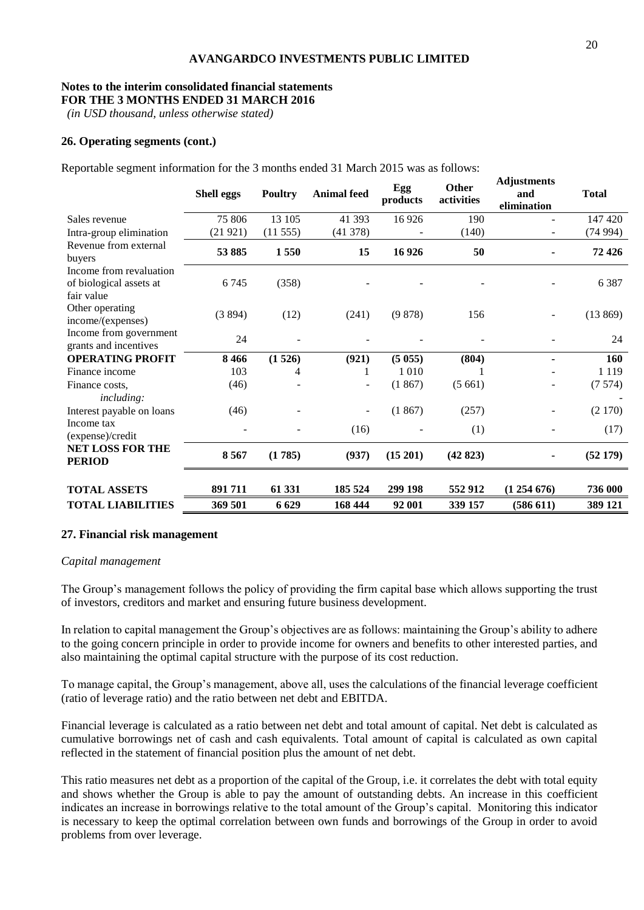**Notes to the interim consolidated financial statements**
**FOR THE 3 MONTHS ENDED 31 MARCH 2016**
*(in USD thousand, unless otherwise stated)*

## 26. Operating segments (cont.)

Reportable segment information for the 3 months ended 31 March 2015 was as follows:

| | Shell eggs | Poultry | Animal feed | Egg products | Other activities | Adjustments and elimination | Total |
|---|---|---|---|---|---|---|---|
| Sales revenue | 75 806 | 13 105 | 41 393 | 16 926 | 190 | - | 147 420 |
| Intra-group elimination | (21 921) | (11 555) | (41 378) | - | (140) | - | (74 994) |
| Revenue from external buyers | **53 885** | **1 550** | **15** | **16 926** | **50** | **-** | **72 426** |
| Income from revaluation of biological assets at fair value | 6 745 | (358) | - | - | - | - | 6 387 |
| Other operating income/(expenses) | (3 894) | (12) | (241) | (9 878) | 156 | - | (13 869) |
| Income from government grants and incentives | 24 | - | - | - | - | - | 24 |
| **OPERATING PROFIT** | **8 466** | **(1 526)** | **(921)** | **(5 055)** | **(804)** | **-** | **160** |
| Finance income | 103 | 4 | 1 | 1 010 | 1 | - | 1 119 |
| Finance costs, *including:* | (46) | - | - | (1 867) | (5 661) | - | (7 574) |
| Interest payable on loans | (46) | - | - | (1 867) | (257) | - | (2 170) |
| Income tax (expense)/credit | - | - | (16) | - | (1) | - | (17) |
| **NET LOSS FOR THE PERIOD** | **8 567** | **(1 785)** | **(937)** | **(15 201)** | **(42 823)** | **-** | **(52 179)** |
| **TOTAL ASSETS** | **891 711** | **61 331** | **185 524** | **299 198** | **552 912** | **(1 254 676)** | **736 000** |
| **TOTAL LIABILITIES** | **369 501** | **6 629** | **168 444** | **92 001** | **339 157** | **(586 611)** | **389 121** |

## 27. Financial risk management

*Capital management*

The Group's management follows the policy of providing the firm capital base which allows supporting the trust of investors, creditors and market and ensuring future business development.

In relation to capital management the Group's objectives are as follows: maintaining the Group's ability to adhere to the going concern principle in order to provide income for owners and benefits to other interested parties, and also maintaining the optimal capital structure with the purpose of its cost reduction.

To manage capital, the Group's management, above all, uses the calculations of the financial leverage coefficient (ratio of leverage ratio) and the ratio between net debt and EBITDA.

Financial leverage is calculated as a ratio between net debt and total amount of capital. Net debt is calculated as cumulative borrowings net of cash and cash equivalents. Total amount of capital is calculated as own capital reflected in the statement of financial position plus the amount of net debt.

This ratio measures net debt as a proportion of the capital of the Group, i.e. it correlates the debt with total equity and shows whether the Group is able to pay the amount of outstanding debts. An increase in this coefficient indicates an increase in borrowings relative to the total amount of the Group's capital. Monitoring this indicator is necessary to keep the optimal correlation between own funds and borrowings of the Group in order to avoid problems from over leverage.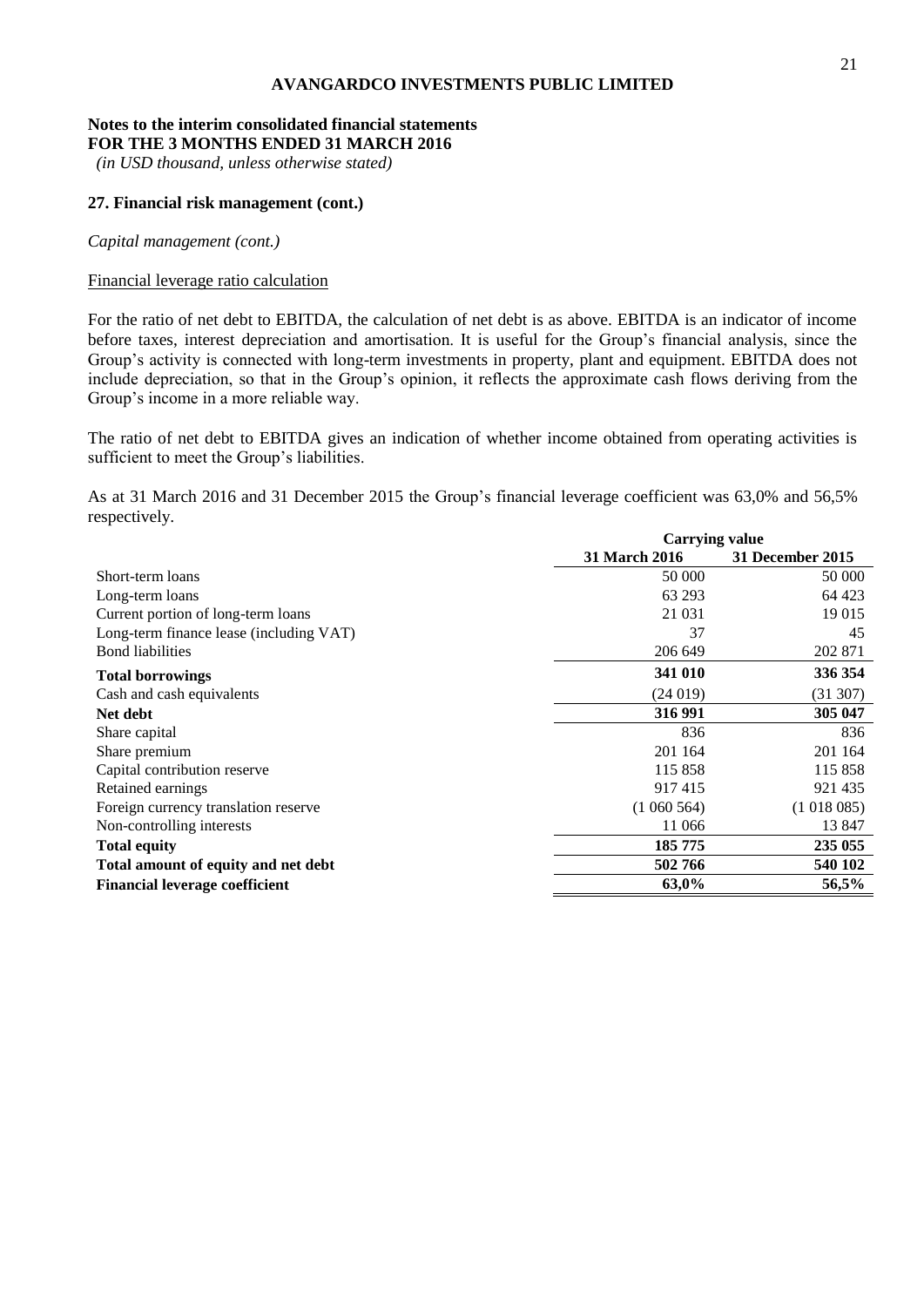**AVANGARDCO INVESTMENTS PUBLIC LIMITED**

**Notes to the interim consolidated financial statements**
**FOR THE 3 MONTHS ENDED 31 MARCH 2016**
*(in USD thousand, unless otherwise stated)*

## 27. Financial risk management (cont.)

*Capital management (cont.)*

Financial leverage ratio calculation

For the ratio of net debt to EBITDA, the calculation of net debt is as above. EBITDA is an indicator of income before taxes, interest depreciation and amortisation. It is useful for the Group's financial analysis, since the Group's activity is connected with long-term investments in property, plant and equipment. EBITDA does not include depreciation, so that in the Group's opinion, it reflects the approximate cash flows deriving from the Group's income in a more reliable way.

The ratio of net debt to EBITDA gives an indication of whether income obtained from operating activities is sufficient to meet the Group's liabilities.

As at 31 March 2016 and 31 December 2015 the Group's financial leverage coefficient was 63,0% and 56,5% respectively.

| | **Carrying value** | |
|---|---|---|
| | **31 March 2016** | **31 December 2015** |
| Short-term loans | 50 000 | 50 000 |
| Long-term loans | 63 293 | 64 423 |
| Current portion of long-term loans | 21 031 | 19 015 |
| Long-term finance lease (including VAT) | 37 | 45 |
| Bond liabilities | 206 649 | 202 871 |
| **Total borrowings** | **341 010** | **336 354** |
| Cash and cash equivalents | (24 019) | (31 307) |
| **Net debt** | **316 991** | **305 047** |
| Share capital | 836 | 836 |
| Share premium | 201 164 | 201 164 |
| Capital contribution reserve | 115 858 | 115 858 |
| Retained earnings | 917 415 | 921 435 |
| Foreign currency translation reserve | (1 060 564) | (1 018 085) |
| Non-controlling interests | 11 066 | 13 847 |
| **Total equity** | **185 775** | **235 055** |
| **Total amount of equity and net debt** | **502 766** | **540 102** |
| **Financial leverage coefficient** | **63,0%** | **56,5%** |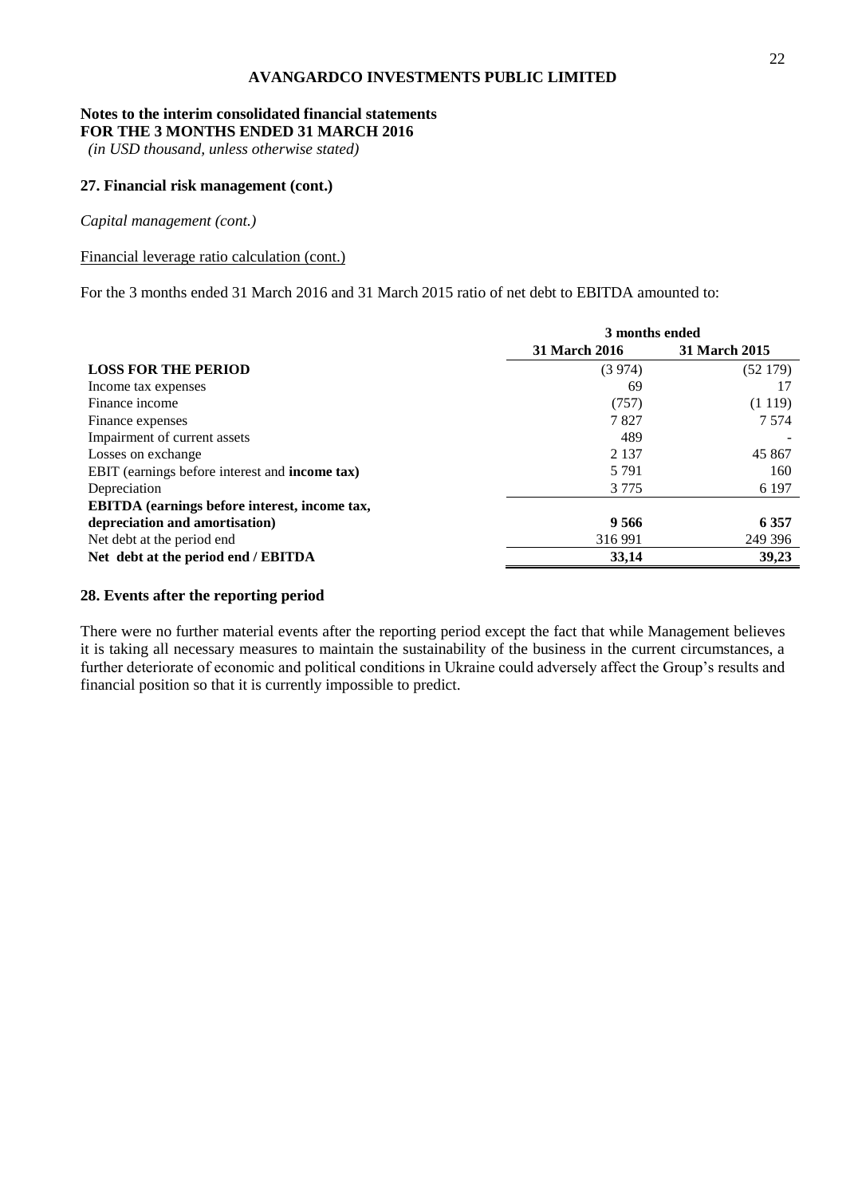**AVANGARDCO INVESTMENTS PUBLIC LIMITED**

**Notes to the interim consolidated financial statements**
**FOR THE 3 MONTHS ENDED 31 MARCH 2016**
*(in USD thousand, unless otherwise stated)*

## 27. Financial risk management (cont.)

*Capital management (cont.)*

Financial leverage ratio calculation (cont.)

For the 3 months ended 31 March 2016 and 31 March 2015 ratio of net debt to EBITDA amounted to:

| | 3 months ended | |
|---|---|---|
| | **31 March 2016** | **31 March 2015** |
| **LOSS FOR THE PERIOD** | (3 974) | (52 179) |
| Income tax expenses | 69 | 17 |
| Finance income | (757) | (1 119) |
| Finance expenses | 7 827 | 7 574 |
| Impairment of current assets | 489 | - |
| Losses on exchange | 2 137 | 45 867 |
| EBIT (earnings before interest and **income tax)** | 5 791 | 160 |
| Depreciation | 3 775 | 6 197 |
| **EBITDA (earnings before interest, income tax, depreciation and amortisation)** | **9 566** | **6 357** |
| Net debt at the period end | 316 991 | 249 396 |
| **Net debt at the period end / EBITDA** | **33,14** | **39,23** |

## 28. Events after the reporting period

There were no further material events after the reporting period except the fact that while Management believes it is taking all necessary measures to maintain the sustainability of the business in the current circumstances, a further deteriorate of economic and political conditions in Ukraine could adversely affect the Group's results and financial position so that it is currently impossible to predict.